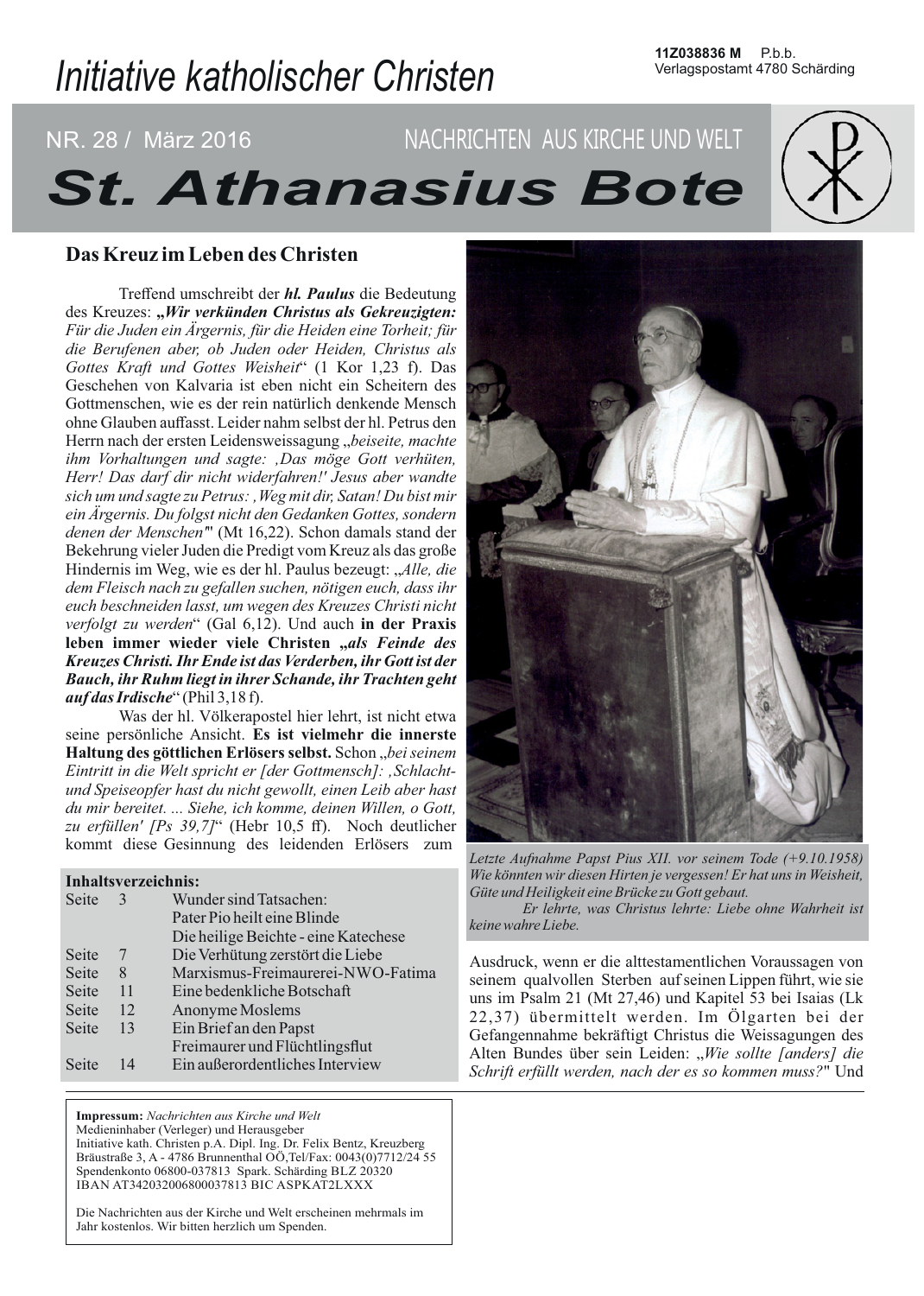11Z038836 M P.b.b.
Verlagspostamt 4780 Schärding

*Initiative katholischer Christen*

NR. 28 / März 2016 NACHRICHTEN AUS KIRCHE UND WELT

# St. Athanasius Bote

## Das Kreuz im Leben des Christen

Treffend umschreibt der ***hl. Paulus*** die Bedeutung des Kreuzes: ***„Wir verkünden Christus als Gekreuzigten:*** *Für die Juden ein Ärgernis, für die Heiden eine Torheit; für die Berufenen aber, ob Juden oder Heiden, Christus als Gottes Kraft und Gottes Weisheit*" (1 Kor 1,23 f). Das Geschehen von Kalvaria ist eben nicht ein Scheitern des Gottmenschen, wie es der rein natürlich denkende Mensch ohne Glauben auffasst. Leider nahm selbst der hl. Petrus den Herrn nach der ersten Leidensweissagung „*beiseite, machte ihm Vorhaltungen und sagte: ‚Das möge Gott verhüten, Herr! Das darf dir nicht widerfahren!' Jesus aber wandte sich um und sagte zu Petrus: ‚Weg mit dir, Satan! Du bist mir ein Ärgernis. Du folgst nicht den Gedanken Gottes, sondern denen der Menschen*'" (Mt 16,22). Schon damals stand der Bekehrung vieler Juden die Predigt vom Kreuz als das große Hindernis im Weg, wie es der hl. Paulus bezeugt: „*Alle, die dem Fleisch nach zu gefallen suchen, nötigen euch, dass ihr euch beschneiden lasst, um wegen des Kreuzes Christi nicht verfolgt zu werden*" (Gal 6,12). Und auch **in der Praxis leben immer wieder viele Christen *„als Feinde des Kreuzes Christi. Ihr Ende ist das Verderben, ihr Gott ist der Bauch, ihr Ruhm liegt in ihrer Schande, ihr Trachten geht auf das Irdische*"** (Phil 3,18 f).

Was der hl. Völkerapostel hier lehrt, ist nicht etwa seine persönliche Ansicht. **Es ist vielmehr die innerste Haltung des göttlichen Erlösers selbst.** Schon „*bei seinem Eintritt in die Welt spricht er [der Gottmensch]: ‚Schlacht- und Speiseopfer hast du nicht gewollt, einen Leib aber hast du mir bereitet. ... Siehe, ich komme, deinen Willen, o Gott, zu erfüllen' [Ps 39,7]*" (Hebr 10,5 ff). Noch deutlicher kommt diese Gesinnung des leidenden Erlösers zum Ausdruck, wenn er die alttestamentlichen Voraussagen von seinem qualvollen Sterben auf seinen Lippen führt, wie sie uns im Psalm 21 (Mt 27,46) und Kapitel 53 bei Isaias (Lk 22,37) übermittelt werden. Im Ölgarten bei der Gefangennahme bekräftigt Christus die Weissagungen des Alten Bundes über sein Leiden: „*Wie sollte [anders] die Schrift erfüllt werden, nach der es so kommen muss?*" Und

*Letzte Aufnahme Papst Pius XII. vor seinem Tode (+9.10.1958) Wie könnten wir diesen Hirten je vergessen! Er hat uns in Weisheit, Güte und Heiligkeit eine Brücke zu Gott gebaut.*

*Er lehrte, was Christus lehrte: Liebe ohne Wahrheit ist keine wahre Liebe.*

**Inhaltsverzeichnis:**

| | | |
|---|---|---|
| Seite | 3 | Wunder sind Tatsachen: Pater Pio heilt eine Blinde |
| | | Die heilige Beichte - eine Katechese |
| Seite | 7 | Die Verhütung zerstört die Liebe |
| Seite | 8 | Marxismus-Freimaurerei-NWO-Fatima |
| Seite | 11 | Eine bedenkliche Botschaft |
| Seite | 12 | Anonyme Moslems |
| Seite | 13 | Ein Brief an den Papst |
| | | Freimaurer und Flüchtlingsflut |
| Seite | 14 | Ein außerordentliches Interview |

**Impressum:** *Nachrichten aus Kirche und Welt*
Medieninhaber (Verleger) und Herausgeber
Initiative kath. Christen p.A. Dipl. Ing. Dr. Felix Bentz, Kreuzberg
Bräustraße 3, A - 4786 Brunnenthal OÖ,Tel/Fax: 0043(0)7712/24 55
Spendenkonto 06800-037813 Spark. Schärding BLZ 20320
IBAN AT342032006800037813 BIC ASPKAT2LXXX

Die Nachrichten aus der Kirche und Welt erscheinen mehrmals im Jahr kostenlos. Wir bitten herzlich um Spenden.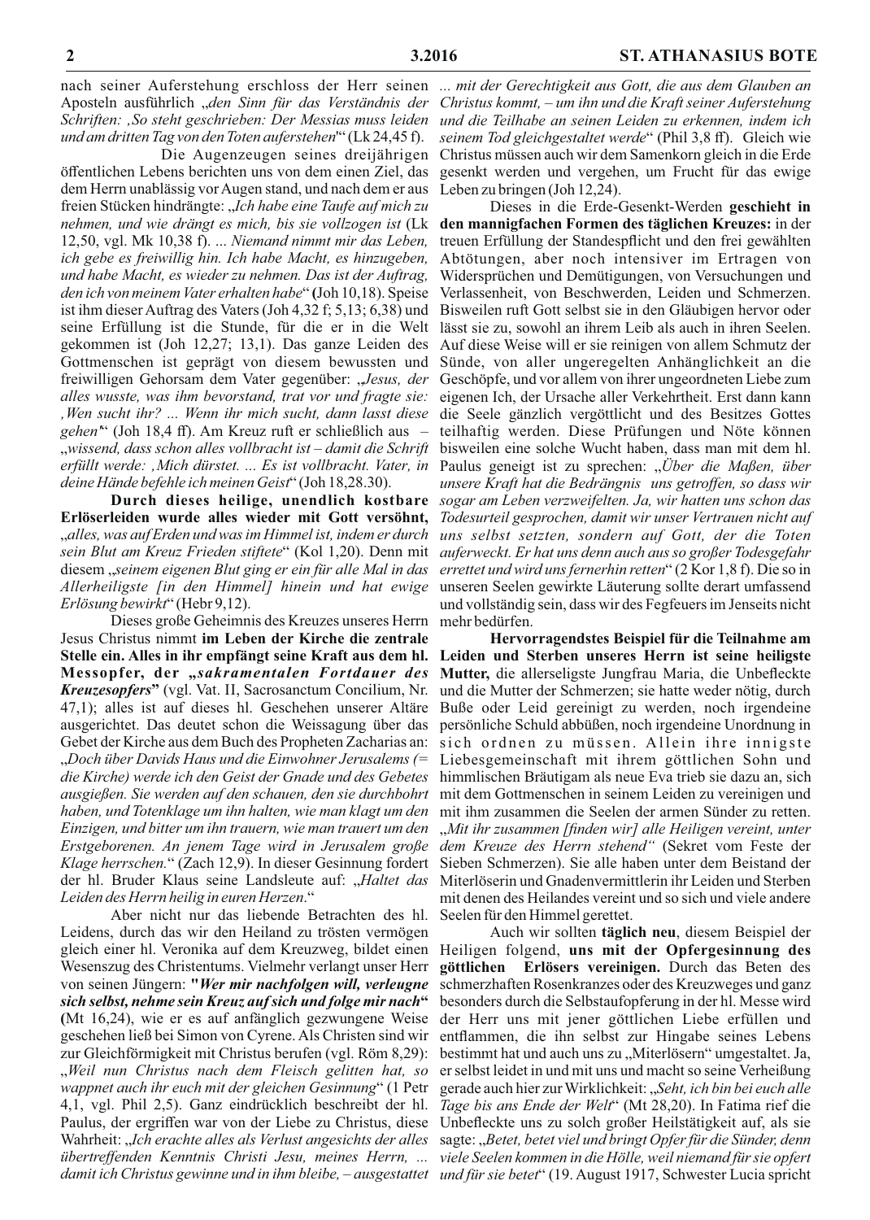nach seiner Auferstehung erschloss der Herr seinen Aposteln ausführlich „*den Sinn für das Verständnis der Schriften: ‚So steht geschrieben: Der Messias muss leiden und am dritten Tag von den Toten auferstehen*'“ (Lk 24,45 f).

Die Augenzeugen seines dreijährigen öffentlichen Lebens berichten uns von dem einen Ziel, das dem Herrn unablässig vor Augen stand, und nach dem er aus freien Stücken hindrängte: „*Ich habe eine Taufe auf mich zu nehmen, und wie drängt es mich, bis sie vollzogen ist* (Lk 12,50, vgl. Mk 10,38 f). ... *Niemand nimmt mir das Leben, ich gebe es freiwillig hin. Ich habe Macht, es hinzugeben, und habe Macht, es wieder zu nehmen. Das ist der Auftrag, den ich von meinem Vater erhalten habe*“ (Joh 10,18). Speise ist ihm dieser Auftrag des Vaters (Joh 4,32 f; 5,13; 6,38) und seine Erfüllung ist die Stunde, für die er in die Welt gekommen ist (Joh 12,27; 13,1). Das ganze Leiden des Gottmenschen ist geprägt von diesem bewussten und freiwilligen Gehorsam dem Vater gegenüber: „*Jesus, der alles wusste, was ihm bevorstand, trat vor und fragte sie: ‚Wen sucht ihr? ... Wenn ihr mich sucht, dann lasst diese gehen*'“ (Joh 18,4 ff). Am Kreuz ruft er schließlich aus – „*wissend, dass schon alles vollbracht ist – damit die Schrift erfüllt werde: ‚Mich dürstet. ... Es ist vollbracht. Vater, in deine Hände befehle ich meinen Geist*“ (Joh 18,28.30).

**Durch dieses heilige, unendlich kostbare Erlöserleiden wurde alles wieder mit Gott versöhnt,** „*alles, was auf Erden und was im Himmel ist, indem er durch sein Blut am Kreuz Frieden stiftete*“ (Kol 1,20). Denn mit diesem „*seinem eigenen Blut ging er ein für alle Mal in das Allerheiligste [in den Himmel] hinein und hat ewige Erlösung bewirkt*“ (Hebr 9,12).

Dieses große Geheimnis des Kreuzes unseres Herrn Jesus Christus nimmt **im Leben der Kirche die zentrale Stelle ein. Alles in ihr empfängt seine Kraft aus dem hl. Messopfer, der „*sakramentalen Fortdauer des Kreuzesopfers*“** (vgl. Vat. II, Sacrosanctum Concilium, Nr. 47,1); alles ist auf dieses hl. Geschehen unserer Altäre ausgerichtet. Das deutet schon die Weissagung über das Gebet der Kirche aus dem Buch des Propheten Zacharias an: „*Doch über Davids Haus und die Einwohner Jerusalems (= die Kirche) werde ich den Geist der Gnade und des Gebetes ausgießen. Sie werden auf den schauen, den sie durchbohrt haben, und Totenklage um ihn halten, wie man klagt um den Einzigen, und bitter um ihn trauern, wie man trauert um den Erstgeborenen. An jenem Tag wird in Jerusalem große Klage herrschen.*“ (Zach 12,9). In dieser Gesinnung fordert der hl. Bruder Klaus seine Landsleute auf: „*Haltet das Leiden des Herrn heilig in euren Herzen*.“

Aber nicht nur das liebende Betrachten des hl. Leidens, durch das wir den Heiland zu trösten vermögen gleich einer hl. Veronika auf dem Kreuzweg, bildet einen Wesenszug des Christentums. Vielmehr verlangt unser Herr von seinen Jüngern: **"*Wer mir nachfolgen will, verleugne sich selbst, nehme sein Kreuz auf sich und folge mir nach*“** (Mt 16,24), wie er es auf anfänglich gezwungene Weise geschehen ließ bei Simon von Cyrene. Als Christen sind wir zur Gleichförmigkeit mit Christus berufen (vgl. Röm 8,29): „*Weil nun Christus nach dem Fleisch gelitten hat, so wappnet auch ihr euch mit der gleichen Gesinnung*“ (1 Petr 4,1, vgl. Phil 2,5). Ganz eindrücklich beschreibt der hl. Paulus, der ergriffen war von der Liebe zu Christus, diese Wahrheit: „*Ich erachte alles als Verlust angesichts der alles übertreffenden Kenntnis Christi Jesu, meines Herrn, ... damit ich Christus gewinne und in ihm bleibe, – ausgestattet ... mit der Gerechtigkeit aus Gott, die aus dem Glauben an Christus kommt, – um ihn und die Kraft seiner Auferstehung und die Teilhabe an seinen Leiden zu erkennen, indem ich seinem Tod gleichgestaltet werde*“ (Phil 3,8 ff). Gleich wie Christus müssen auch wir dem Samenkorn gleich in die Erde gesenkt werden und vergehen, um Frucht für das ewige Leben zu bringen (Joh 12,24).

Dieses in die Erde-Gesenkt-Werden **geschieht in den mannigfachen Formen des täglichen Kreuzes:** in der treuen Erfüllung der Standespflicht und den frei gewählten Abtötungen, aber noch intensiver im Ertragen von Widersprüchen und Demütigungen, von Versuchungen und Verlassenheit, von Beschwerden, Leiden und Schmerzen. Bisweilen ruft Gott selbst sie in den Gläubigen hervor oder lässt sie zu, sowohl an ihrem Leib als auch in ihren Seelen. Auf diese Weise will er sie reinigen von allem Schmutz der Sünde, von aller ungeregelten Anhänglichkeit an die Geschöpfe, und vor allem von ihrer ungeordneten Liebe zum eigenen Ich, der Ursache aller Verkehrtheit. Erst dann kann die Seele gänzlich vergöttlicht und des Besitzes Gottes teilhaftig werden. Diese Prüfungen und Nöte können bisweilen eine solche Wucht haben, dass man mit dem hl. Paulus geneigt ist zu sprechen: „*Über die Maßen, über unsere Kraft hat die Bedrängnis uns getroffen, so dass wir sogar am Leben verzweifelten. Ja, wir hatten uns schon das Todesurteil gesprochen, damit wir unser Vertrauen nicht auf uns selbst setzten, sondern auf Gott, der die Toten auferweckt. Er hat uns denn auch aus so großer Todesgefahr errettet und wird uns fernerhin retten*“ (2 Kor 1,8 f). Die so in unseren Seelen gewirkte Läuterung sollte derart umfassend und vollständig sein, dass wir des Fegfeuers im Jenseits nicht mehr bedürfen.

**Hervorragendstes Beispiel für die Teilnahme am Leiden und Sterben unseres Herrn ist seine heiligste Mutter,** die allerseligste Jungfrau Maria, die Unbefleckte und die Mutter der Schmerzen; sie hatte weder nötig, durch Buße oder Leid gereinigt zu werden, noch irgendeine persönliche Schuld abbüßen, noch irgendeine Unordnung in sich ordnen zu müssen. Allein ihre innigste Liebesgemeinschaft mit ihrem göttlichen Sohn und himmlischen Bräutigam als neue Eva trieb sie dazu an, sich mit dem Gottmenschen in seinem Leiden zu vereinigen und mit ihm zusammen die Seelen der armen Sünder zu retten. „*Mit ihr zusammen [finden wir] alle Heiligen vereint, unter dem Kreuze des Herrn stehend*“ (Sekret vom Feste der Sieben Schmerzen). Sie alle haben unter dem Beistand der Miterlöserin und Gnadenvermittlerin ihr Leiden und Sterben mit denen des Heilandes vereint und so sich und viele andere Seelen für den Himmel gerettet.

Auch wir sollten **täglich neu**, diesem Beispiel der Heiligen folgend, **uns mit der Opfergesinnung des göttlichen Erlösers vereinigen.** Durch das Beten des schmerzhaften Rosenkranzes oder des Kreuzweges und ganz besonders durch die Selbstaufopferung in der hl. Messe wird der Herr uns mit jener göttlichen Liebe erfüllen und entflammen, die ihn selbst zur Hingabe seines Lebens bestimmt hat und auch uns zu „Miterlösern“ umgestaltet. Ja, er selbst leidet in und mit uns und macht so seine Verheißung gerade auch hier zur Wirklichkeit: „*Seht, ich bin bei euch alle Tage bis ans Ende der Welt*“ (Mt 28,20). In Fatima rief die Unbefleckte uns zu solch großer Heilstätigkeit auf, als sie sagte: „*Betet, betet viel und bringt Opfer für die Sünder, denn viele Seelen kommen in die Hölle, weil niemand für sie opfert und für sie betet*“ (19. August 1917, Schwester Lucia spricht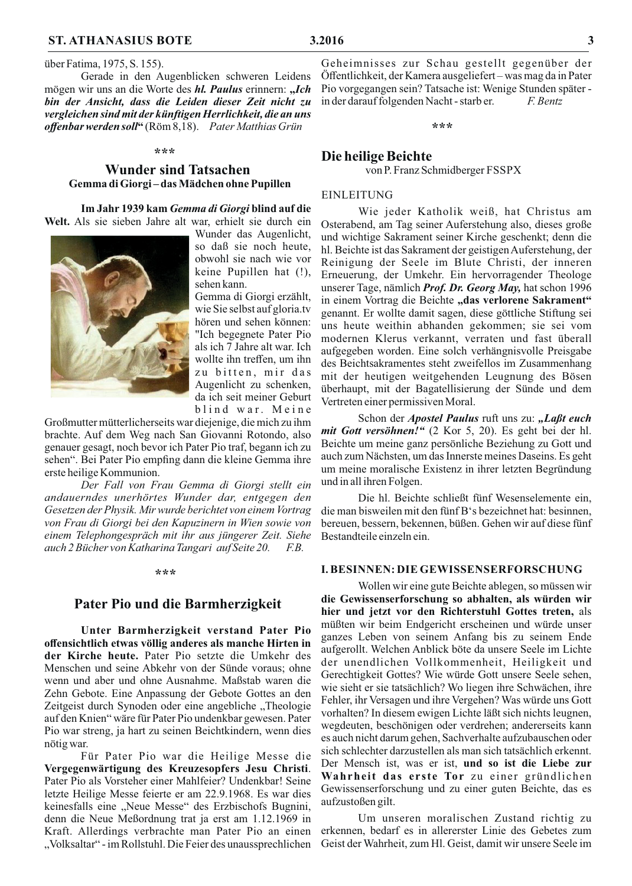über Fatima, 1975, S. 155).

Gerade in den Augenblicken schweren Leidens mögen wir uns an die Worte des **hl. Paulus** erinnern: ***„Ich bin der Ansicht, dass die Leiden dieser Zeit nicht zu vergleichen sind mit der künftigen Herrlichkeit, die an uns offenbar werden soll"*** (Röm 8,18). *Pater Matthias Grün*

\*\*\*

## Wunder sind Tatsachen

### Gemma di Giorgi – das Mädchen ohne Pupillen

**Im Jahr 1939 kam *Gemma di Giorgi* blind auf die Welt.** Als sie sieben Jahre alt war, erhielt sie durch ein Wunder das Augenlicht, so daß sie noch heute, obwohl sie nach wie vor keine Pupillen hat (!), sehen kann.

Gemma di Giorgi erzählt, wie Sie selbst auf gloria.tv hören und sehen können: "Ich begegnete Pater Pio als ich 7 Jahre alt war. Ich wollte ihn treffen, um ihn zu bitten, mir das Augenlicht zu schenken, da ich seit meiner Geburt blind war. Meine Großmutter mütterlicherseits war diejenige, die mich zu ihm brachte. Auf dem Weg nach San Giovanni Rotondo, also genauer gesagt, noch bevor ich Pater Pio traf, begann ich zu sehen". Bei Pater Pio empfing dann die kleine Gemma ihre erste heilige Kommunion.

*Der Fall von Frau Gemma di Giorgi stellt ein andauerndes unerhörtes Wunder dar, entgegen den Gesetzen der Physik. Mir wurde berichtet von einem Vortrag von Frau di Giorgi bei den Kapuzinern in Wien sowie von einem Telephongespräch mit ihr aus jüngerer Zeit. Siehe auch 2 Bücher von Katharina Tangari auf Seite 20. F.B.*

\*\*\*

## Pater Pio und die Barmherzigkeit

**Unter Barmherzigkeit verstand Pater Pio offensichtlich etwas völlig anderes als manche Hirten in der Kirche heute.** Pater Pio setzte die Umkehr des Menschen und seine Abkehr von der Sünde voraus; ohne wenn und aber und ohne Ausnahme. Maßstab waren die Zehn Gebote. Eine Anpassung der Gebote Gottes an den Zeitgeist durch Synoden oder eine angebliche „Theologie auf den Knien" wäre für Pater Pio undenkbar gewesen. Pater Pio war streng, ja hart zu seinen Beichtkindern, wenn dies nötig war.

Für Pater Pio war die Heilige Messe die **Vergegenwärtigung des Kreuzesopfers Jesu Christi**. Pater Pio als Vorsteher einer Mahlfeier? Undenkbar! Seine letzte Heilige Messe feierte er am 22.9.1968. Es war dies keinesfalls eine „Neue Messe" des Erzbischofs Bugnini, denn die Neue Meßordnung trat ja erst am 1.12.1969 in Kraft. Allerdings verbrachte man Pater Pio an einen „Volksaltar" - im Rollstuhl. Die Feier des unaussprechlichen Geheimnisses zur Schau gestellt gegenüber der Öffentlichkeit, der Kamera ausgeliefert – was mag da in Pater Pio vorgegangen sein? Tatsache ist: Wenige Stunden später - in der darauf folgenden Nacht - starb er. *F. Bentz*

\*\*\*

## Die heilige Beichte

von P. Franz Schmidberger FSSPX

EINLEITUNG

Wie jeder Katholik weiß, hat Christus am Osterabend, am Tag seiner Auferstehung also, dieses große und wichtige Sakrament seiner Kirche geschenkt; denn die hl. Beichte ist das Sakrament der geistigen Auferstehung, der Reinigung der Seele im Blute Christi, der inneren Erneuerung, der Umkehr. Ein hervorragender Theologe unserer Tage, nämlich ***Prof. Dr. Georg May,*** hat schon 1996 in einem Vortrag die Beichte **„das verlorene Sakrament"** genannt. Er wollte damit sagen, diese göttliche Stiftung sei uns heute weithin abhanden gekommen; sie sei vom modernen Klerus verkannt, verraten und fast überall aufgegeben worden. Eine solch verhängnisvolle Preisgabe des Beichtsakramentes steht zweifellos im Zusammenhang mit der heutigen weitgehenden Leugnung des Bösen überhaupt, mit der Bagatellisierung der Sünde und dem Vertreten einer permissiven Moral.

Schon der ***Apostel Paulus*** ruft uns zu: ***„Laßt euch mit Gott versöhnen!"*** (2 Kor 5, 20). Es geht bei der hl. Beichte um meine ganz persönliche Beziehung zu Gott und auch zum Nächsten, um das Innerste meines Daseins. Es geht um meine moralische Existenz in ihrer letzten Begründung und in all ihren Folgen.

Die hl. Beichte schließt fünf Wesenselemente ein, die man bisweilen mit den fünf B's bezeichnet hat: besinnen, bereuen, bessern, bekennen, büßen. Gehen wir auf diese fünf Bestandteile einzeln ein.

### I. BESINNEN: DIE GEWISSENSERFORSCHUNG

Wollen wir eine gute Beichte ablegen, so müssen wir **die Gewissenserforschung so abhalten, als würden wir hier und jetzt vor den Richterstuhl Gottes treten,** als müßten wir beim Endgericht erscheinen und würde unser ganzes Leben von seinem Anfang bis zu seinem Ende aufgerollt. Welchen Anblick böte da unsere Seele im Lichte der unendlichen Vollkommenheit, Heiligkeit und Gerechtigkeit Gottes? Wie würde Gott unsere Seele sehen, wie sieht er sie tatsächlich? Wo liegen ihre Schwächen, ihre Fehler, ihr Versagen und ihre Vergehen? Was würde uns Gott vorhalten? In diesem ewigen Lichte läßt sich nichts leugnen, wegdeuten, beschönigen oder verdrehen; andererseits kann es auch nicht darum gehen, Sachverhalte aufzubauschen oder sich schlechter darzustellen als man sich tatsächlich erkennt. Der Mensch ist, was er ist, **und so ist die Liebe zur Wahrheit das erste Tor** zu einer gründlichen Gewissenserforschung und zu einer guten Beichte, das es aufzustoßen gilt.

Um unseren moralischen Zustand richtig zu erkennen, bedarf es in allererster Linie des Gebetes zum Geist der Wahrheit, zum Hl. Geist, damit wir unsere Seele im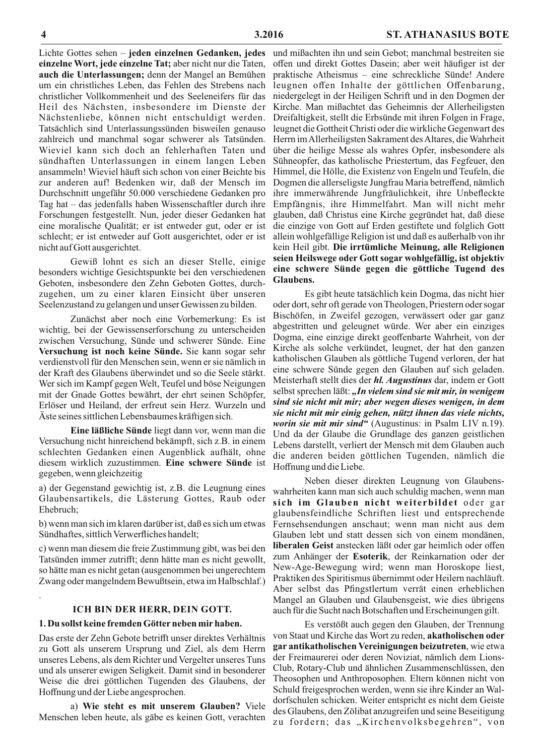Lichte Gottes sehen – **jeden einzelnen Gedanken, jedes einzelne Wort, jede einzelne Tat;** aber nicht nur die Taten, **auch die Unterlassungen;** denn der Mangel an Bemühen um ein christliches Leben, das Fehlen des Strebens nach christlicher Vollkommenheit und des Seeleneifers für das Heil des Nächsten, insbesondere im Dienste der Nächstenliebe, können nicht entschuldigt werden. Tatsächlich sind Unterlassungssünden bisweilen genauso zahlreich und manchmal sogar schwerer als Tatsünden. Wieviel kann sich doch an fehlerhaften Taten und sündhaften Unterlassungen in einem langen Leben ansammeln! Wieviel häuft sich schon von einer Beichte bis zur anderen auf! Bedenken wir, daß der Mensch im Durchschnitt ungefähr 50.000 verschiedene Gedanken pro Tag hat – das jedenfalls haben Wissenschaftler durch ihre Forschungen festgestellt. Nun, jeder dieser Gedanken hat eine moralische Qualität; er ist entweder gut, oder er ist schlecht; er ist entweder auf Gott ausgerichtet, oder er ist nicht auf Gott ausgerichtet.

Gewiß lohnt es sich an dieser Stelle, einige besonders wichtige Gesichtspunkte bei den verschiedenen Geboten, insbesondere den Zehn Geboten Gottes, durchzugehen, um zu einer klaren Einsicht über unseren Seelenzustand zu gelangen und unser Gewissen zu bilden.

Zunächst aber noch eine Vorbemerkung: Es ist wichtig, bei der Gewissenserforschung zu unterscheiden zwischen Versuchung, Sünde und schwerer Sünde. Eine **Versuchung ist noch keine Sünde.** Sie kann sogar sehr verdienstvoll für den Menschen sein, wenn er sie nämlich in der Kraft des Glaubens überwindet und so die Seele stärkt. Wer sich im Kampf gegen Welt, Teufel und böse Neigungen mit der Gnade Gottes bewährt, der ehrt seinen Schöpfer, Erlöser und Heiland, der erfreut sein Herz. Wurzeln und Äste seines sittlichen Lebensbaumes kräftigen sich.

**Eine läßliche Sünde** liegt dann vor, wenn man die Versuchung nicht hinreichend bekämpft, sich z.B. in einem schlechten Gedanken einen Augenblick aufhält, ohne diesem wirklich zuzustimmen. **Eine schwere Sünde** ist gegeben, wenn gleichzeitig

a) der Gegenstand gewichtig ist, z.B. die Leugnung eines Glaubensartikels, die Lästerung Gottes, Raub oder Ehebruch;

b) wenn man sich im klaren darüber ist, daß es sich um etwas Sündhaftes, sittlich Verwerfliches handelt;

c) wenn man diesem die freie Zustimmung gibt, was bei den Tatsünden immer zutrifft; denn hätte man es nicht gewollt, so hätte man es nicht getan (ausgenommen bei ungerechtem Zwang oder mangelndem Bewußtsein, etwa im Halbschlaf.)

.

## ICH BIN DER HERR, DEIN GOTT.

### 1. Du sollst keine fremden Götter neben mir haben.

Das erste der Zehn Gebote betrifft unser direktes Verhältnis zu Gott als unserem Ursprung und Ziel, als dem Herrn unseres Lebens, als dem Richter und Vergelter unseres Tuns und als unserer ewigen Seligkeit. Damit sind in besonderer Weise die drei göttlichen Tugenden des Glaubens, der Hoffnung und der Liebe angesprochen.

a) **Wie steht es mit unserem Glauben?** Viele Menschen leben heute, als gäbe es keinen Gott, verachten und mißachten ihn und sein Gebot; manchmal bestreiten sie offen und direkt Gottes Dasein; aber weit häufiger ist der praktische Atheismus – eine schreckliche Sünde! Andere leugnen offen Inhalte der göttlichen Offenbarung, niedergelegt in der Heiligen Schrift und in den Dogmen der Kirche. Man mißachtet das Geheimnis der Allerheiligsten Dreifaltigkeit, stellt die Erbsünde mit ihren Folgen in Frage, leugnet die Gottheit Christi oder die wirkliche Gegenwart des Herrn im Allerheiligsten Sakrament des Altares, die Wahrheit über die heilige Messe als wahres Opfer, insbesondere als Sühneopfer, das katholische Priestertum, das Fegfeuer, den Himmel, die Hölle, die Existenz von Engeln und Teufeln, die Dogmen die allerseligste Jungfrau Maria betreffend, nämlich ihre immerwährende Jungfräulichkeit, ihre Unbefleckte Empfängnis, ihre Himmelfahrt. Man will nicht mehr glauben, daß Christus eine Kirche gegründet hat, daß diese die einzige von Gott auf Erden gestiftete und folglich Gott allein wohlgefällige Religion ist und daß es außerhalb von ihr kein Heil gibt. **Die irrtümliche Meinung, alle Religionen seien Heilswege oder Gott sogar wohlgefällig, ist objektiv eine schwere Sünde gegen die göttliche Tugend des Glaubens.**

Es gibt heute tatsächlich kein Dogma, das nicht hier oder dort, sehr oft gerade von Theologen, Priestern oder sogar Bischöfen, in Zweifel gezogen, verwässert oder gar ganz abgestritten und geleugnet würde. Wer aber ein einziges Dogma, eine einzige direkt geoffenbarte Wahrheit, von der Kirche als solche verkündet, leugnet, der hat den ganzen katholischen Glauben als göttliche Tugend verloren, der hat eine schwere Sünde gegen den Glauben auf sich geladen. Meisterhaft stellt dies der ***hl. Augustinus*** dar, indem er Gott selbst sprechen läßt: ***„In vielem sind sie mit mir, in wenigem sind sie nicht mit mir; aber wegen dieses wenigen, in dem sie nicht mit mir einig gehen, nützt ihnen das viele nichts, worin sie mit mir sind“*** (Augustinus: in Psalm LIV n.19). Und da der Glaube die Grundlage des ganzen geistlichen Lebens darstellt, verliert der Mensch mit dem Glauben auch die anderen beiden göttlichen Tugenden, nämlich die Hoffnung und die Liebe.

Neben dieser direkten Leugnung von Glaubenswahrheiten kann man sich auch schuldig machen, wenn man **sich im Glauben nicht weiterbildet** oder gar glaubensfeindliche Schriften liest und entsprechende Fernsehsendungen anschaut; wenn man nicht aus dem Glauben lebt und statt dessen sich von einem mondänen, **liberalen Geist** anstecken läßt oder gar heimlich oder offen zum Anhänger der **Esoterik**, der Reinkarnation oder der New-Age-Bewegung wird; wenn man Horoskope liest, Praktiken des Spiritismus übernimmt oder Heilern nachläuft. Aber selbst das Pfingstlertum verrät einen erheblichen Mangel an Glauben und Glaubensgeist, wie dies übrigens auch für die Sucht nach Botschaften und Erscheinungen gilt.

Es verstößt auch gegen den Glauben, der Trennung von Staat und Kirche das Wort zu reden, **akatholischen oder gar antikatholischen Vereinigungen beizutreten**, wie etwa der Freimaurerei oder deren Noviziat, nämlich dem Lions-Club, Rotary-Club und ähnlichen Zusammenschlüssen, den Theosophen und Anthroposophen. Eltern können nicht von Schuld freigesprochen werden, wenn sie ihre Kinder an Waldorfschulen schicken. Weiter entspricht es nicht dem Geiste des Glaubens, den Zölibat anzugreifen und seine Beseitigung zu fordern; das „Kirchenvolksbegehren“, von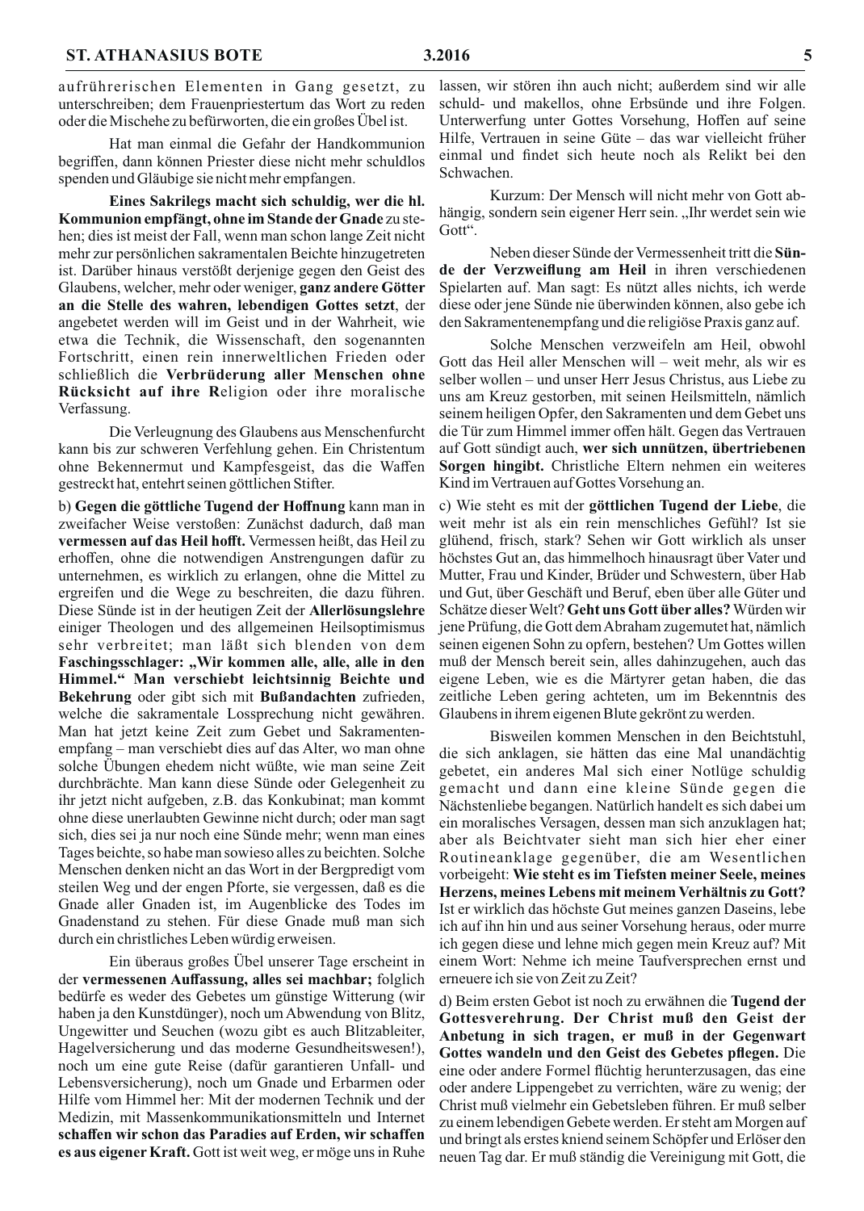aufrührerischen Elementen in Gang gesetzt, zu unterschreiben; dem Frauenpriestertum das Wort zu reden oder die Mischehe zu befürworten, die ein großes Übel ist.

Hat man einmal die Gefahr der Handkommunion begriffen, dann können Priester diese nicht mehr schuldlos spenden und Gläubige sie nicht mehr empfangen.

**Eines Sakrilegs macht sich schuldig, wer die hl. Kommunion empfängt, ohne im Stande der Gnade** zu stehen; dies ist meist der Fall, wenn man schon lange Zeit nicht mehr zur persönlichen sakramentalen Beichte hinzugetreten ist. Darüber hinaus verstößt derjenige gegen den Geist des Glaubens, welcher, mehr oder weniger, **ganz andere Götter an die Stelle des wahren, lebendigen Gottes setzt**, der angebetet werden will im Geist und in der Wahrheit, wie etwa die Technik, die Wissenschaft, den sogenannten Fortschritt, einen rein innerweltlichen Frieden oder schließlich die **Verbrüderung aller Menschen ohne Rücksicht auf ihre R**eligion oder ihre moralische Verfassung.

Die Verleugnung des Glaubens aus Menschenfurcht kann bis zur schweren Verfehlung gehen. Ein Christentum ohne Bekennermut und Kampfesgeist, das die Waffen gestreckt hat, entehrt seinen göttlichen Stifter.

b) **Gegen die göttliche Tugend der Hoffnung** kann man in zweifacher Weise verstoßen: Zunächst dadurch, daß man **vermessen auf das Heil hofft.** Vermessen heißt, das Heil zu erhoffen, ohne die notwendigen Anstrengungen dafür zu unternehmen, es wirklich zu erlangen, ohne die Mittel zu ergreifen und die Wege zu beschreiten, die dazu führen. Diese Sünde ist in der heutigen Zeit der **Allerlösungslehre** einiger Theologen und des allgemeinen Heilsoptimismus sehr verbreitet; man läßt sich blenden von dem **Faschingsschlager: „Wir kommen alle, alle, alle in den Himmel." Man verschiebt leichtsinnig Beichte und Bekehrung** oder gibt sich mit **Bußandachten** zufrieden, welche die sakramentale Lossprechung nicht gewähren. Man hat jetzt keine Zeit zum Gebet und Sakramentenempfang – man verschiebt dies auf das Alter, wo man ohne solche Übungen ehedem nicht wüßte, wie man seine Zeit durchbrächte. Man kann diese Sünde oder Gelegenheit zu ihr jetzt nicht aufgeben, z.B. das Konkubinat; man kommt ohne diese unerlaubten Gewinne nicht durch; oder man sagt sich, dies sei ja nur noch eine Sünde mehr; wenn man eines Tages beichte, so habe man sowieso alles zu beichten. Solche Menschen denken nicht an das Wort in der Bergpredigt vom steilen Weg und der engen Pforte, sie vergessen, daß es die Gnade aller Gnaden ist, im Augenblicke des Todes im Gnadenstand zu stehen. Für diese Gnade muß man sich durch ein christliches Leben würdig erweisen.

Ein überaus großes Übel unserer Tage erscheint in der **vermessenen Auffassung, alles sei machbar;** folglich bedürfe es weder des Gebetes um günstige Witterung (wir haben ja den Kunstdünger), noch um Abwendung von Blitz, Ungewitter und Seuchen (wozu gibt es auch Blitzableiter, Hagelversicherung und das moderne Gesundheitswesen!), noch um eine gute Reise (dafür garantieren Unfall- und Lebensversicherung), noch um Gnade und Erbarmen oder Hilfe vom Himmel her: Mit der modernen Technik und der Medizin, mit Massenkommunikationsmitteln und Internet **schaffen wir schon das Paradies auf Erden, wir schaffen es aus eigener Kraft.** Gott ist weit weg, er möge uns in Ruhe lassen, wir stören ihn auch nicht; außerdem sind wir alle schuld- und makellos, ohne Erbsünde und ihre Folgen. Unterwerfung unter Gottes Vorsehung, Hoffen auf seine Hilfe, Vertrauen in seine Güte – das war vielleicht früher einmal und findet sich heute noch als Relikt bei den Schwachen.

Kurzum: Der Mensch will nicht mehr von Gott abhängig, sondern sein eigener Herr sein. „Ihr werdet sein wie Gott".

Neben dieser Sünde der Vermessenheit tritt die **Sünde der Verzweiflung am Heil** in ihren verschiedenen Spielarten auf. Man sagt: Es nützt alles nichts, ich werde diese oder jene Sünde nie überwinden können, also gebe ich den Sakramentenempfang und die religiöse Praxis ganz auf.

Solche Menschen verzweifeln am Heil, obwohl Gott das Heil aller Menschen will – weit mehr, als wir es selber wollen – und unser Herr Jesus Christus, aus Liebe zu uns am Kreuz gestorben, mit seinen Heilsmitteln, nämlich seinem heiligen Opfer, den Sakramenten und dem Gebet uns die Tür zum Himmel immer offen hält. Gegen das Vertrauen auf Gott sündigt auch, **wer sich unnützen, übertriebenen Sorgen hingibt.** Christliche Eltern nehmen ein weiteres Kind im Vertrauen auf Gottes Vorsehung an.

c) Wie steht es mit der **göttlichen Tugend der Liebe**, die weit mehr ist als ein rein menschliches Gefühl? Ist sie glühend, frisch, stark? Sehen wir Gott wirklich als unser höchstes Gut an, das himmelhoch hinausragt über Vater und Mutter, Frau und Kinder, Brüder und Schwestern, über Hab und Gut, über Geschäft und Beruf, eben über alle Güter und Schätze dieser Welt? **Geht uns Gott über alles?** Würden wir jene Prüfung, die Gott dem Abraham zugemutet hat, nämlich seinen eigenen Sohn zu opfern, bestehen? Um Gottes willen muß der Mensch bereit sein, alles dahinzugehen, auch das eigene Leben, wie es die Märtyrer getan haben, die das zeitliche Leben gering achteten, um im Bekenntnis des Glaubens in ihrem eigenen Blute gekrönt zu werden.

Bisweilen kommen Menschen in den Beichtstuhl, die sich anklagen, sie hätten das eine Mal unandächtig gebetet, ein anderes Mal sich einer Notlüge schuldig gemacht und dann eine kleine Sünde gegen die Nächstenliebe begangen. Natürlich handelt es sich dabei um ein moralisches Versagen, dessen man sich anzuklagen hat; aber als Beichtvater sieht man sich hier eher einer Routineanklage gegenüber, die am Wesentlichen vorbeigeht: **Wie steht es im Tiefsten meiner Seele, meines Herzens, meines Lebens mit meinem Verhältnis zu Gott?** Ist er wirklich das höchste Gut meines ganzen Daseins, lebe ich auf ihn hin und aus seiner Vorsehung heraus, oder murre ich gegen diese und lehne mich gegen mein Kreuz auf? Mit einem Wort: Nehme ich meine Taufversprechen ernst und erneuere ich sie von Zeit zu Zeit?

d) Beim ersten Gebot ist noch zu erwähnen die **Tugend der Gottesverehrung. Der Christ muß den Geist der Anbetung in sich tragen, er muß in der Gegenwart Gottes wandeln und den Geist des Gebetes pflegen.** Die eine oder andere Formel flüchtig herunterzusagen, das eine oder andere Lippengebet zu verrichten, wäre zu wenig; der Christ muß vielmehr ein Gebetsleben führen. Er muß selber zu einem lebendigen Gebete werden. Er steht am Morgen auf und bringt als erstes kniend seinem Schöpfer und Erlöser den neuen Tag dar. Er muß ständig die Vereinigung mit Gott, die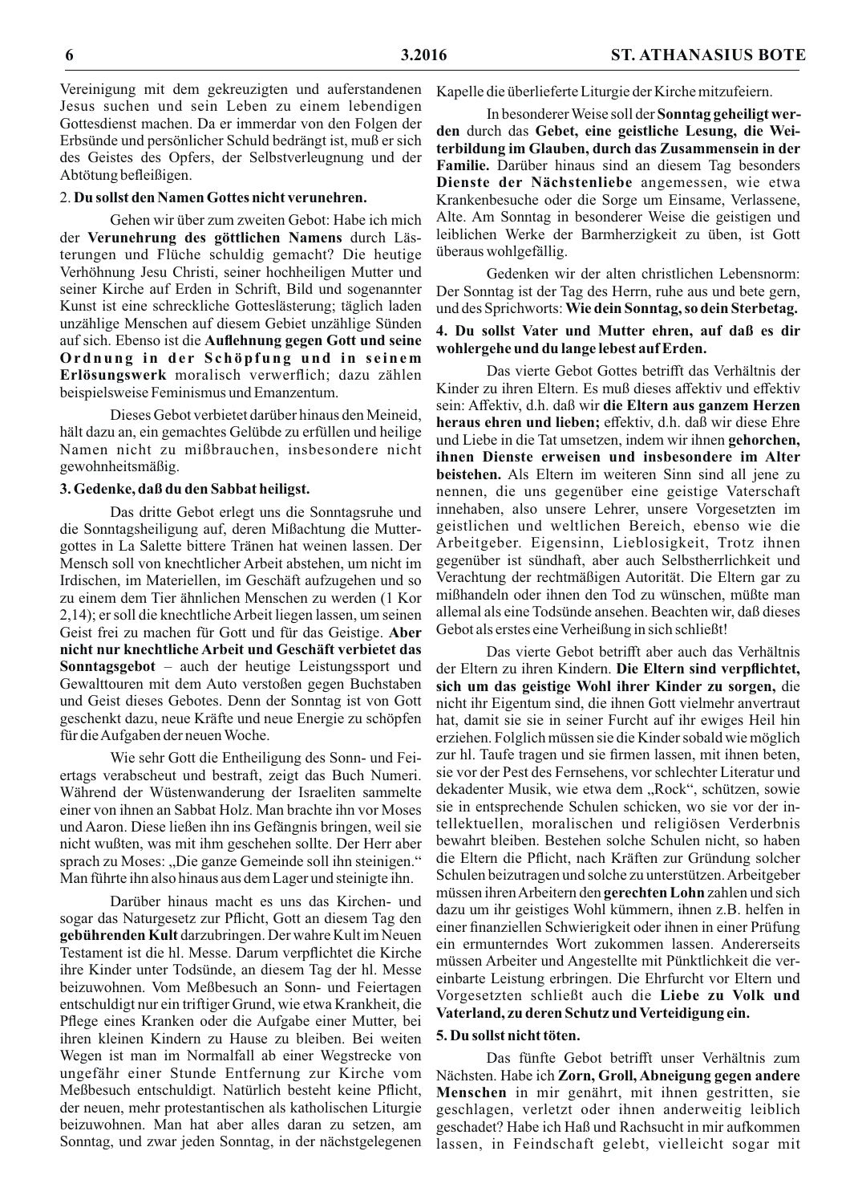Vereinigung mit dem gekreuzigten und auferstandenen Jesus suchen und sein Leben zu einem lebendigen Gottesdienst machen. Da er immerdar von den Folgen der Erbsünde und persönlicher Schuld bedrängt ist, muß er sich des Geistes des Opfers, der Selbstverleugnung und der Abtötung befleißigen.

**2. Du sollst den Namen Gottes nicht verunehren.**

Gehen wir über zum zweiten Gebot: Habe ich mich der **Verunehrung des göttlichen Namens** durch Lästerungen und Flüche schuldig gemacht? Die heutige Verhöhnung Jesu Christi, seiner hochheiligen Mutter und seiner Kirche auf Erden in Schrift, Bild und sogenannter Kunst ist eine schreckliche Gotteslästerung; täglich laden unzählige Menschen auf diesem Gebiet unzählige Sünden auf sich. Ebenso ist die **Auflehnung gegen Gott und seine Ordnung in der Schöpfung und in seinem Erlösungswerk** moralisch verwerflich; dazu zählen beispielsweise Feminismus und Emanzentum.

Dieses Gebot verbietet darüber hinaus den Meineid, hält dazu an, ein gemachtes Gelübde zu erfüllen und heilige Namen nicht zu mißbrauchen, insbesondere nicht gewohnheitsmäßig.

**3. Gedenke, daß du den Sabbat heiligst.**

Das dritte Gebot erlegt uns die Sonntagsruhe und die Sonntagsheiligung auf, deren Mißachtung die Muttergottes in La Salette bittere Tränen hat weinen lassen. Der Mensch soll von knechtlicher Arbeit abstehen, um nicht im Irdischen, im Materiellen, im Geschäft aufzugehen und so zu einem dem Tier ähnlichen Menschen zu werden (1 Kor 2,14); er soll die knechtliche Arbeit liegen lassen, um seinen Geist frei zu machen für Gott und für das Geistige. **Aber nicht nur knechtliche Arbeit und Geschäft verbietet das Sonntagsgebot** – auch der heutige Leistungssport und Gewalttouren mit dem Auto verstoßen gegen Buchstaben und Geist dieses Gebotes. Denn der Sonntag ist von Gott geschenkt dazu, neue Kräfte und neue Energie zu schöpfen für die Aufgaben der neuen Woche.

Wie sehr Gott die Entheiligung des Sonn- und Feiertags verabscheut und bestraft, zeigt das Buch Numeri. Während der Wüstenwanderung der Israeliten sammelte einer von ihnen an Sabbat Holz. Man brachte ihn vor Moses und Aaron. Diese ließen ihn ins Gefängnis bringen, weil sie nicht wußten, was mit ihm geschehen sollte. Der Herr aber sprach zu Moses: „Die ganze Gemeinde soll ihn steinigen." Man führte ihn also hinaus aus dem Lager und steinigte ihn.

Darüber hinaus macht es uns das Kirchen- und sogar das Naturgesetz zur Pflicht, Gott an diesem Tag den **gebührenden Kult** darzubringen. Der wahre Kult im Neuen Testament ist die hl. Messe. Darum verpflichtet die Kirche ihre Kinder unter Todsünde, an diesem Tag der hl. Messe beizuwohnen. Vom Meßbesuch an Sonn- und Feiertagen entschuldigt nur ein triftiger Grund, wie etwa Krankheit, die Pflege eines Kranken oder die Aufgabe einer Mutter, bei ihren kleinen Kindern zu Hause zu bleiben. Bei weiten Wegen ist man im Normalfall ab einer Wegstrecke von ungefähr einer Stunde Entfernung zur Kirche vom Meßbesuch entschuldigt. Natürlich besteht keine Pflicht, der neuen, mehr protestantischen als katholischen Liturgie beizuwohnen. Man hat aber alles daran zu setzen, am Sonntag, und zwar jeden Sonntag, in der nächstgelegenen Kapelle die überlieferte Liturgie der Kirche mitzufeiern.

In besonderer Weise soll der **Sonntag geheiligt werden** durch das **Gebet, eine geistliche Lesung, die Weiterbildung im Glauben, durch das Zusammensein in der Familie.** Darüber hinaus sind an diesem Tag besonders **Dienste der Nächstenliebe** angemessen, wie etwa Krankenbesuche oder die Sorge um Einsame, Verlassene, Alte. Am Sonntag in besonderer Weise die geistigen und leiblichen Werke der Barmherzigkeit zu üben, ist Gott überaus wohlgefällig.

Gedenken wir der alten christlichen Lebensnorm: Der Sonntag ist der Tag des Herrn, ruhe aus und bete gern, und des Sprichworts: **Wie dein Sonntag, so dein Sterbetag.**

**4. Du sollst Vater und Mutter ehren, auf daß es dir wohlergehe und du lange lebest auf Erden.**

Das vierte Gebot Gottes betrifft das Verhältnis der Kinder zu ihren Eltern. Es muß dieses affektiv und effektiv sein: Affektiv, d.h. daß wir **die Eltern aus ganzem Herzen heraus ehren und lieben;** effektiv, d.h. daß wir diese Ehre und Liebe in die Tat umsetzen, indem wir ihnen **gehorchen, ihnen Dienste erweisen und insbesondere im Alter beistehen.** Als Eltern im weiteren Sinn sind all jene zu nennen, die uns gegenüber eine geistige Vaterschaft innehaben, also unsere Lehrer, unsere Vorgesetzten im geistlichen und weltlichen Bereich, ebenso wie die Arbeitgeber. Eigensinn, Lieblosigkeit, Trotz ihnen gegenüber ist sündhaft, aber auch Selbstherrlichkeit und Verachtung der rechtmäßigen Autorität. Die Eltern gar zu mißhandeln oder ihnen den Tod zu wünschen, müßte man allemal als eine Todsünde ansehen. Beachten wir, daß dieses Gebot als erstes eine Verheißung in sich schließt!

Das vierte Gebot betrifft aber auch das Verhältnis der Eltern zu ihren Kindern. **Die Eltern sind verpflichtet, sich um das geistige Wohl ihrer Kinder zu sorgen,** die nicht ihr Eigentum sind, die ihnen Gott vielmehr anvertraut hat, damit sie sie in seiner Furcht auf ihr ewiges Heil hin erziehen. Folglich müssen sie die Kinder sobald wie möglich zur hl. Taufe tragen und sie firmen lassen, mit ihnen beten, sie vor der Pest des Fernsehens, vor schlechter Literatur und dekadenter Musik, wie etwa dem „Rock", schützen, sowie sie in entsprechende Schulen schicken, wo sie vor der intellektuellen, moralischen und religiösen Verderbnis bewahrt bleiben. Bestehen solche Schulen nicht, so haben die Eltern die Pflicht, nach Kräften zur Gründung solcher Schulen beizutragen und solche zu unterstützen. Arbeitgeber müssen ihren Arbeitern den **gerechten Lohn** zahlen und sich dazu um ihr geistiges Wohl kümmern, ihnen z.B. helfen in einer finanziellen Schwierigkeit oder ihnen in einer Prüfung ein ermunterndes Wort zukommen lassen. Andererseits müssen Arbeiter und Angestellte mit Pünktlichkeit die vereinbarte Leistung erbringen. Die Ehrfurcht vor Eltern und Vorgesetzten schließt auch die **Liebe zu Volk und Vaterland, zu deren Schutz und Verteidigung ein.**

**5. Du sollst nicht töten.**

Das fünfte Gebot betrifft unser Verhältnis zum Nächsten. Habe ich **Zorn, Groll, Abneigung gegen andere Menschen** in mir genährt, mit ihnen gestritten, sie geschlagen, verletzt oder ihnen anderweitig leiblich geschadet? Habe ich Haß und Rachsucht in mir aufkommen lassen, in Feindschaft gelebt, vielleicht sogar mit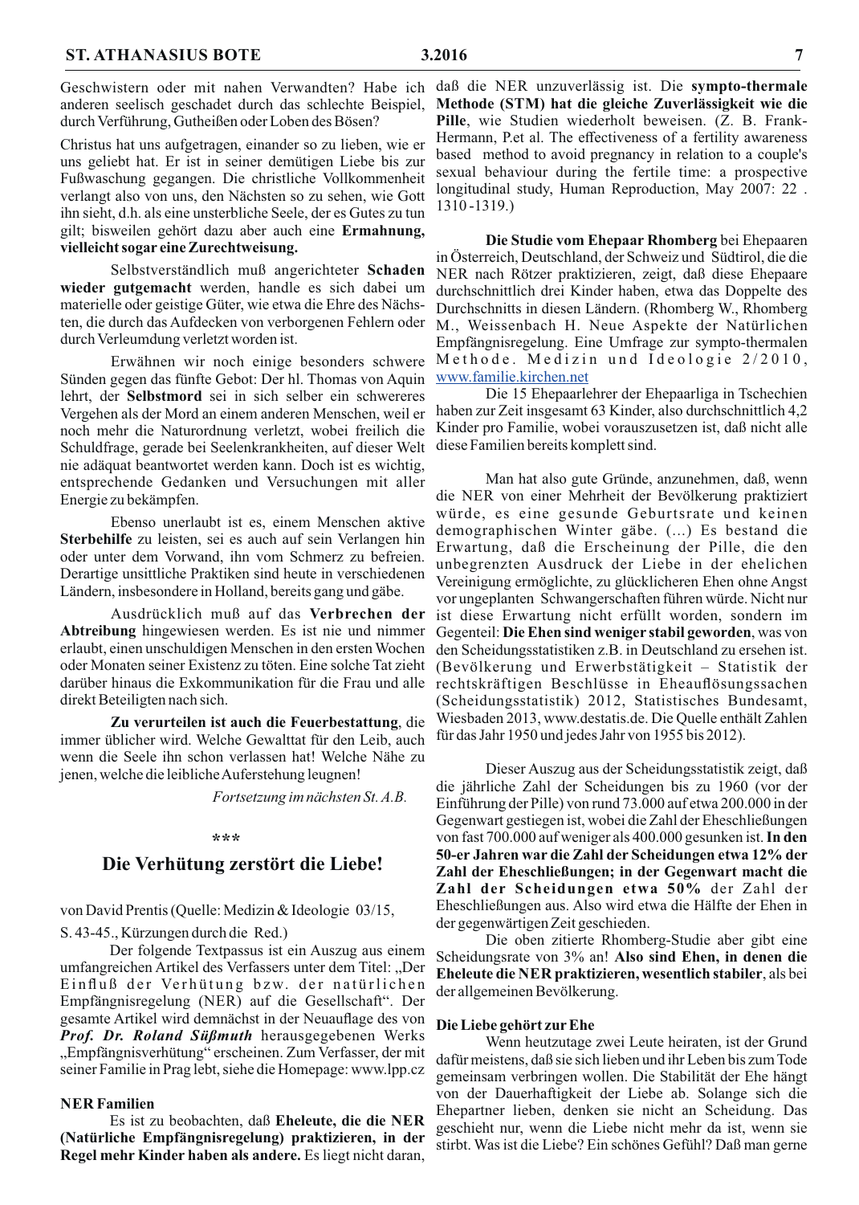Geschwistern oder mit nahen Verwandten? Habe ich anderen seelisch geschadet durch das schlechte Beispiel, durch Verführung, Gutheißen oder Loben des Bösen?

Christus hat uns aufgetragen, einander so zu lieben, wie er uns geliebt hat. Er ist in seiner demütigen Liebe bis zur Fußwaschung gegangen. Die christliche Vollkommenheit verlangt also von uns, den Nächsten so zu sehen, wie Gott ihn sieht, d.h. als eine unsterbliche Seele, der es Gutes zu tun gilt; bisweilen gehört dazu aber auch eine **Ermahnung, vielleicht sogar eine Zurechtweisung.**

Selbstverständlich muß angerichteter **Schaden wieder gutgemacht** werden, handle es sich dabei um materielle oder geistige Güter, wie etwa die Ehre des Nächsten, die durch das Aufdecken von verborgenen Fehlern oder durch Verleumdung verletzt worden ist.

Erwähnen wir noch einige besonders schwere Sünden gegen das fünfte Gebot: Der hl. Thomas von Aquin lehrt, der **Selbstmord** sei in sich selber ein schwereres Vergehen als der Mord an einem anderen Menschen, weil er noch mehr die Naturordnung verletzt, wobei freilich die Schuldfrage, gerade bei Seelenkrankheiten, auf dieser Welt nie adäquat beantwortet werden kann. Doch ist es wichtig, entsprechende Gedanken und Versuchungen mit aller Energie zu bekämpfen.

Ebenso unerlaubt ist es, einem Menschen aktive **Sterbehilfe** zu leisten, sei es auch auf sein Verlangen hin oder unter dem Vorwand, ihn vom Schmerz zu befreien. Derartige unsittliche Praktiken sind heute in verschiedenen Ländern, insbesondere in Holland, bereits gang und gäbe.

Ausdrücklich muß auf das **Verbrechen der Abtreibung** hingewiesen werden. Es ist nie und nimmer erlaubt, einen unschuldigen Menschen in den ersten Wochen oder Monaten seiner Existenz zu töten. Eine solche Tat zieht darüber hinaus die Exkommunikation für die Frau und alle direkt Beteiligten nach sich.

**Zu verurteilen ist auch die Feuerbestattung**, die immer üblicher wird. Welche Gewalttat für den Leib, auch wenn die Seele ihn schon verlassen hat! Welche Nähe zu jenen, welche die leibliche Auferstehung leugnen!

*Fortsetzung im nächsten St. A.B.*

\*\*\*

## Die Verhütung zerstört die Liebe!

von David Prentis (Quelle: Medizin & Ideologie 03/15, S. 43-45., Kürzungen durch die Red.)

Der folgende Textpassus ist ein Auszug aus einem umfangreichen Artikel des Verfassers unter dem Titel: „Der Einfluß der Verhütung bzw. der natürlichen Empfängnisregelung (NER) auf die Gesellschaft". Der gesamte Artikel wird demnächst in der Neuauflage des von ***Prof. Dr. Roland Süßmuth*** herausgegebenen Werks „Empfängnisverhütung" erscheinen. Zum Verfasser, der mit seiner Familie in Prag lebt, siehe die Homepage: www.lpp.cz

### NER Familien

Es ist zu beobachten, daß **Eheleute, die die NER (Natürliche Empfängnisregelung) praktizieren, in der Regel mehr Kinder haben als andere.** Es liegt nicht daran, daß die NER unzuverlässig ist. Die **sympto-thermale Methode (STM) hat die gleiche Zuverlässigkeit wie die Pille**, wie Studien wiederholt beweisen. (Z. B. Frank-Hermann, P.et al. The effectiveness of a fertility awareness based method to avoid pregnancy in relation to a couple's sexual behaviour during the fertile time: a prospective longitudinal study, Human Reproduction, May 2007: 22 . 1310-1319.)

**Die Studie vom Ehepaar Rhomberg** bei Ehepaaren in Österreich, Deutschland, der Schweiz und Südtirol, die die NER nach Rötzer praktizieren, zeigt, daß diese Ehepaare durchschnittlich drei Kinder haben, etwa das Doppelte des Durchschnitts in diesen Ländern. (Rhomberg W., Rhomberg M., Weissenbach H. Neue Aspekte der Natürlichen Empfängnisregelung. Eine Umfrage zur sympto-thermalen Methode. Medizin und Ideologie 2/2010, www.familie.kirchen.net

Die 15 Ehepaarlehrer der Ehepaarliga in Tschechien haben zur Zeit insgesamt 63 Kinder, also durchschnittlich 4,2 Kinder pro Familie, wobei vorauszusetzen ist, daß nicht alle diese Familien bereits komplett sind.

Man hat also gute Gründe, anzunehmen, daß, wenn die NER von einer Mehrheit der Bevölkerung praktiziert würde, es eine gesunde Geburtsrate und keinen demographischen Winter gäbe. (...) Es bestand die Erwartung, daß die Erscheinung der Pille, die den unbegrenzten Ausdruck der Liebe in der ehelichen Vereinigung ermöglichte, zu glücklicheren Ehen ohne Angst vor ungeplanten Schwangerschaften führen würde. Nicht nur ist diese Erwartung nicht erfüllt worden, sondern im Gegenteil: **Die Ehen sind weniger stabil geworden**, was von den Scheidungsstatistiken z.B. in Deutschland zu ersehen ist. (Bevölkerung und Erwerbstätigkeit – Statistik der rechtskräftigen Beschlüsse in Eheauflösungssachen (Scheidungsstatistik) 2012, Statistisches Bundesamt, Wiesbaden 2013, www.destatis.de. Die Quelle enthält Zahlen für das Jahr 1950 und jedes Jahr von 1955 bis 2012).

Dieser Auszug aus der Scheidungsstatistik zeigt, daß die jährliche Zahl der Scheidungen bis zu 1960 (vor der Einführung der Pille) von rund 73.000 auf etwa 200.000 in der Gegenwart gestiegen ist, wobei die Zahl der Eheschließungen von fast 700.000 auf weniger als 400.000 gesunken ist. **In den 50-er Jahren war die Zahl der Scheidungen etwa 12% der Zahl der Eheschließungen; in der Gegenwart macht die Zahl der Scheidungen etwa 50%** der Zahl der Eheschließungen aus. Also wird etwa die Hälfte der Ehen in der gegenwärtigen Zeit geschieden.

Die oben zitierte Rhomberg-Studie aber gibt eine Scheidungsrate von 3% an! **Also sind Ehen, in denen die Eheleute die NER praktizieren, wesentlich stabiler**, als bei der allgemeinen Bevölkerung.

### Die Liebe gehört zur Ehe

Wenn heutzutage zwei Leute heiraten, ist der Grund dafür meistens, daß sie sich lieben und ihr Leben bis zum Tode gemeinsam verbringen wollen. Die Stabilität der Ehe hängt von der Dauerhaftigkeit der Liebe ab. Solange sich die Ehepartner lieben, denken sie nicht an Scheidung. Das geschieht nur, wenn die Liebe nicht mehr da ist, wenn sie stirbt. Was ist die Liebe? Ein schönes Gefühl? Daß man gerne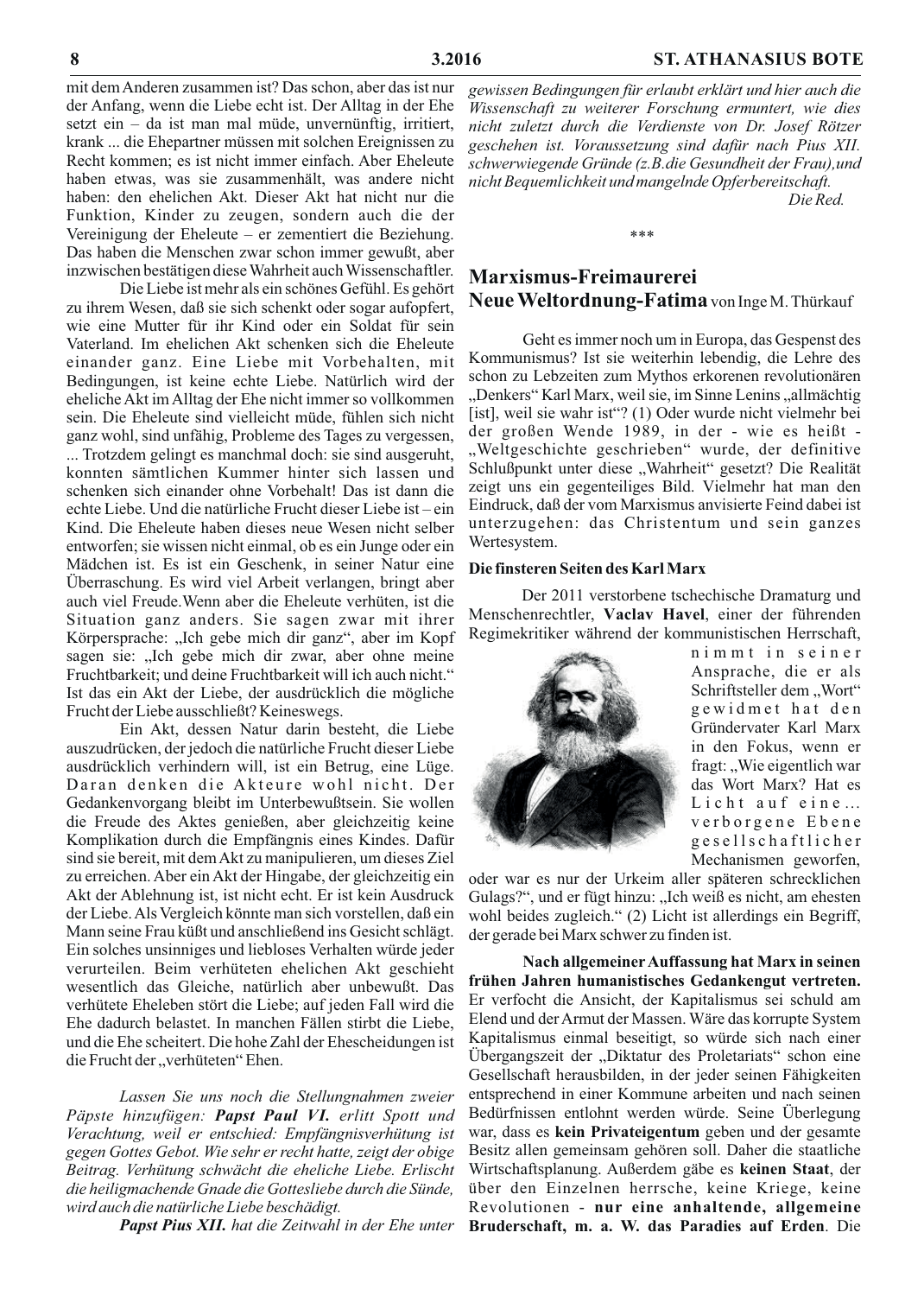mit dem Anderen zusammen ist? Das schon, aber das ist nur der Anfang, wenn die Liebe echt ist. Der Alltag in der Ehe setzt ein – da ist man mal müde, unvernünftig, irritiert, krank ... die Ehepartner müssen mit solchen Ereignissen zu Recht kommen; es ist nicht immer einfach. Aber Eheleute haben etwas, was sie zusammenhält, was andere nicht haben: den ehelichen Akt. Dieser Akt hat nicht nur die Funktion, Kinder zu zeugen, sondern auch die der Vereinigung der Eheleute – er zementiert die Beziehung. Das haben die Menschen zwar schon immer gewußt, aber inzwischen bestätigen diese Wahrheit auch Wissenschaftler.

Die Liebe ist mehr als ein schönes Gefühl. Es gehört zu ihrem Wesen, daß sie sich schenkt oder sogar aufopfert, wie eine Mutter für ihr Kind oder ein Soldat für sein Vaterland. Im ehelichen Akt schenken sich die Eheleute einander ganz. Eine Liebe mit Vorbehalten, mit Bedingungen, ist keine echte Liebe. Natürlich wird der eheliche Akt im Alltag der Ehe nicht immer so vollkommen sein. Die Eheleute sind vielleicht müde, fühlen sich nicht ganz wohl, sind unfähig, Probleme des Tages zu vergessen, ... Trotzdem gelingt es manchmal doch: sie sind ausgeruht, konnten sämtlichen Kummer hinter sich lassen und schenken sich einander ohne Vorbehalt! Das ist dann die echte Liebe. Und die natürliche Frucht dieser Liebe ist – ein Kind. Die Eheleute haben dieses neue Wesen nicht selber entworfen; sie wissen nicht einmal, ob es ein Junge oder ein Mädchen ist. Es ist ein Geschenk, in seiner Natur eine Überraschung. Es wird viel Arbeit verlangen, bringt aber auch viel Freude.Wenn aber die Eheleute verhüten, ist die Situation ganz anders. Sie sagen zwar mit ihrer Körpersprache: „Ich gebe mich dir ganz", aber im Kopf sagen sie: „Ich gebe mich dir zwar, aber ohne meine Fruchtbarkeit; und deine Fruchtbarkeit will ich auch nicht." Ist das ein Akt der Liebe, der ausdrücklich die mögliche Frucht der Liebe ausschließt? Keineswegs.

Ein Akt, dessen Natur darin besteht, die Liebe auszudrücken, der jedoch die natürliche Frucht dieser Liebe ausdrücklich verhindern will, ist ein Betrug, eine Lüge. Daran denken die Akteure wohl nicht. Der Gedankenvorgang bleibt im Unterbewußtsein. Sie wollen die Freude des Aktes genießen, aber gleichzeitig keine Komplikation durch die Empfängnis eines Kindes. Dafür sind sie bereit, mit dem Akt zu manipulieren, um dieses Ziel zu erreichen. Aber ein Akt der Hingabe, der gleichzeitig ein Akt der Ablehnung ist, ist nicht echt. Er ist kein Ausdruck der Liebe. Als Vergleich könnte man sich vorstellen, daß ein Mann seine Frau küßt und anschließend ins Gesicht schlägt. Ein solches unsinniges und liebloses Verhalten würde jeder verurteilen. Beim verhüteten ehelichen Akt geschieht wesentlich das Gleiche, natürlich aber unbewußt. Das verhütete Eheleben stört die Liebe; auf jeden Fall wird die Ehe dadurch belastet. In manchen Fällen stirbt die Liebe, und die Ehe scheitert. Die hohe Zahl der Ehescheidungen ist die Frucht der „verhüteten" Ehen.

*Lassen Sie uns noch die Stellungnahmen zweier Päpste hinzufügen:* ***Papst Paul VI.*** *erlitt Spott und Verachtung, weil er entschied: Empfängnisverhütung ist gegen Gottes Gebot. Wie sehr er recht hatte, zeigt der obige Beitrag. Verhütung schwächt die eheliche Liebe. Erlischt die heiligmachende Gnade die Gottesliebe durch die Sünde, wird auch die natürliche Liebe beschädigt.*

***Papst Pius XII.*** *hat die Zeitwahl in der Ehe unter gewissen Bedingungen für erlaubt erklärt und hier auch die Wissenschaft zu weiterer Forschung ermuntert, wie dies nicht zuletzt durch die Verdienste von Dr. Josef Rötzer geschehen ist. Voraussetzung sind dafür nach Pius XII. schwerwiegende Gründe (z.B.die Gesundheit der Frau),und nicht Bequemlichkeit und mangelnde Opferbereitschaft.*

*Die Red.*

\*\*\*

## Marxismus-Freimaurerei Neue Weltordnung-Fatima von Inge M. Thürkauf

Geht es immer noch um in Europa, das Gespenst des Kommunismus? Ist sie weiterhin lebendig, die Lehre des schon zu Lebzeiten zum Mythos erkorenen revolutionären „Denkers" Karl Marx, weil sie, im Sinne Lenins „allmächtig [ist], weil sie wahr ist"? (1) Oder wurde nicht vielmehr bei der großen Wende 1989, in der - wie es heißt - „Weltgeschichte geschrieben" wurde, der definitive Schlußpunkt unter diese „Wahrheit" gesetzt? Die Realität zeigt uns ein gegenteiliges Bild. Vielmehr hat man den Eindruck, daß der vom Marxismus anvisierte Feind dabei ist unterzugehen: das Christentum und sein ganzes Wertesystem.

### Die finsteren Seiten des Karl Marx

Der 2011 verstorbene tschechische Dramaturg und Menschenrechtler, **Vaclav Havel**, einer der führenden Regimekritiker während der kommunistischen Herrschaft, nimmt in seiner Ansprache, die er als Schriftsteller dem „Wort" gewidmet hat den Gründervater Karl Marx in den Fokus, wenn er fragt: „Wie eigentlich war das Wort Marx? Hat es Licht auf eine... verborgene Ebene gesellschaftlicher Mechanismen geworfen, oder war es nur der Urkeim aller späteren schrecklichen Gulags?", und er fügt hinzu: „Ich weiß es nicht, am ehesten wohl beides zugleich." (2) Licht ist allerdings ein Begriff, der gerade bei Marx schwer zu finden ist.

**Nach allgemeiner Auffassung hat Marx in seinen frühen Jahren humanistisches Gedankengut vertreten.** Er verfocht die Ansicht, der Kapitalismus sei schuld am Elend und der Armut der Massen. Wäre das korrupte System Kapitalismus einmal beseitigt, so würde sich nach einer Übergangszeit der „Diktatur des Proletariats" schon eine Gesellschaft herausbilden, in der jeder seinen Fähigkeiten entsprechend in einer Kommune arbeiten und nach seinen Bedürfnissen entlohnt werden würde. Seine Überlegung war, dass es **kein Privateigentum** geben und der gesamte Besitz allen gemeinsam gehören soll. Daher die staatliche Wirtschaftsplanung. Außerdem gäbe es **keinen Staat**, der über den Einzelnen herrsche, keine Kriege, keine Revolutionen - **nur eine anhaltende, allgemeine Bruderschaft, m. a. W. das Paradies auf Erden**. Die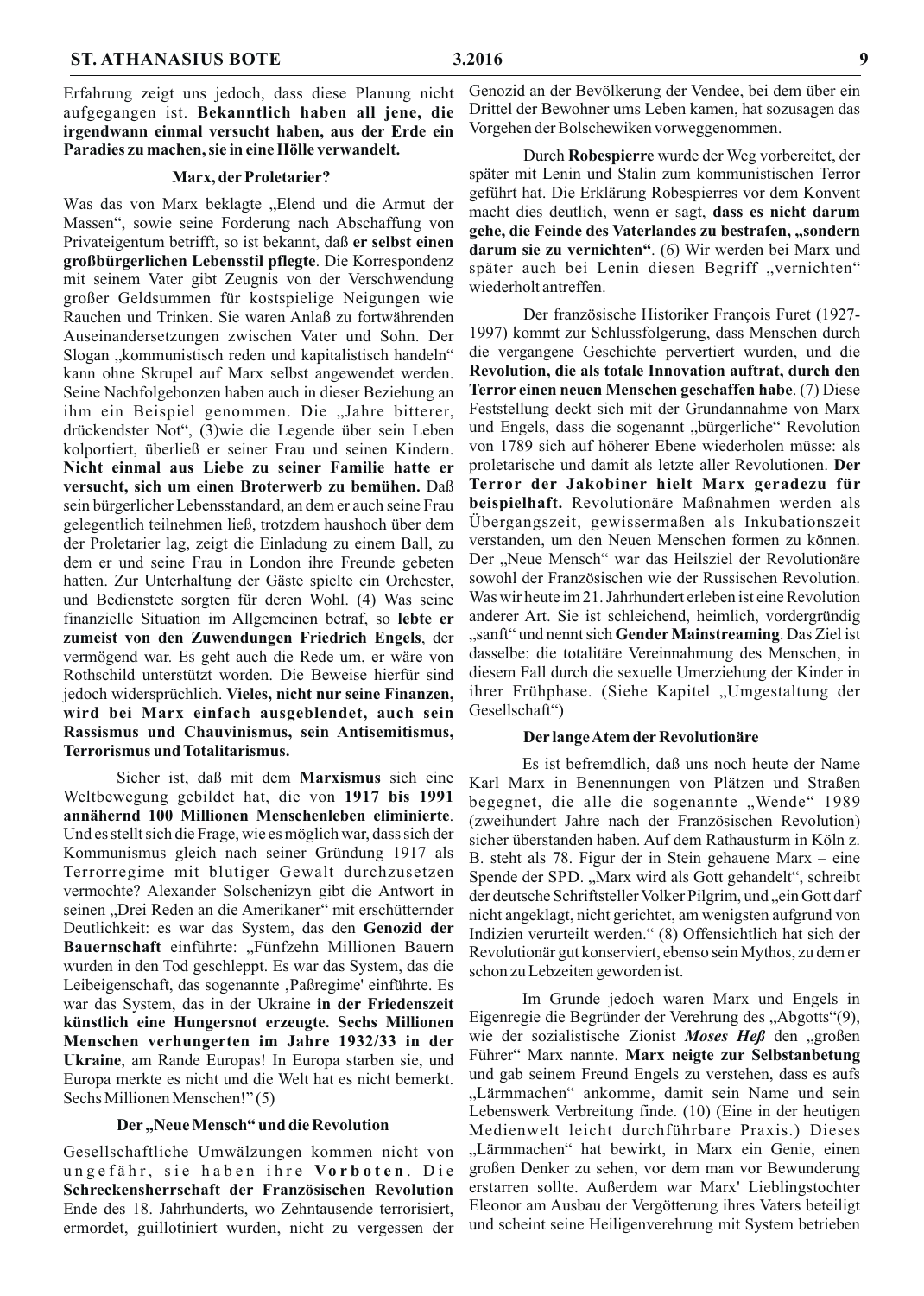Erfahrung zeigt uns jedoch, dass diese Planung nicht aufgegangen ist. **Bekanntlich haben all jene, die irgendwann einmal versucht haben, aus der Erde ein Paradies zu machen, sie in eine Hölle verwandelt.**

### Marx, der Proletarier?

Was das von Marx beklagte „Elend und die Armut der Massen", sowie seine Forderung nach Abschaffung von Privateigentum betrifft, so ist bekannt, daß **er selbst einen großbürgerlichen Lebensstil pflegte**. Die Korrespondenz mit seinem Vater gibt Zeugnis von der Verschwendung großer Geldsummen für kostspielige Neigungen wie Rauchen und Trinken. Sie waren Anlaß zu fortwährenden Auseinandersetzungen zwischen Vater und Sohn. Der Slogan „kommunistisch reden und kapitalistisch handeln" kann ohne Skrupel auf Marx selbst angewendet werden. Seine Nachfolgebonzen haben auch in dieser Beziehung an ihm ein Beispiel genommen. Die „Jahre bitterer, drückendster Not", (3)wie die Legende über sein Leben kolportiert, überließ er seiner Frau und seinen Kindern. **Nicht einmal aus Liebe zu seiner Familie hatte er versucht, sich um einen Broterwerb zu bemühen.** Daß sein bürgerlicher Lebensstandard, an dem er auch seine Frau gelegentlich teilnehmen ließ, trotzdem haushoch über dem der Proletarier lag, zeigt die Einladung zu einem Ball, zu dem er und seine Frau in London ihre Freunde geladen hatten. Zur Unterhaltung der Gäste spielte ein Orchester, und Bedienstete sorgten für deren Wohl. (4) Was seine finanzielle Situation im Allgemeinen betraf, so **lebte er zumeist von den Zuwendungen Friedrich Engels**, der vermögend war. Es geht auch die Rede um, er wäre von Rothschild unterstützt worden. Die Beweise hierfür sind jedoch widersprüchlich. **Vieles, nicht nur seine Finanzen, wird bei Marx einfach ausgeblendet, auch sein Rassismus und Chauvinismus, sein Antisemitismus, Terrorismus und Totalitarismus.**

Sicher ist, daß mit dem **Marxismus** sich eine Weltbewegung gebildet hat, die von **1917 bis 1991 annähernd 100 Millionen Menschenleben eliminierte**. Und es stellt sich die Frage, wie es möglich war, dass sich der Kommunismus gleich nach seiner Gründung 1917 als Terrorregime mit blutiger Gewalt durchzusetzen vermochte? Alexander Solschenizyn gibt die Antwort in seinen „Drei Reden an die Amerikaner" mit erschütternder Deutlichkeit: es war das System, das den **Genozid der Bauernschaft** einführte: „Fünfzehn Millionen Bauern wurden in den Tod geschleppt. Es war das System, das die Leibeigenschaft, das sogenannte ‚Paßregime' einführte. Es war das System, das in der Ukraine **in der Friedenszeit künstlich eine Hungersnot erzeugte. Sechs Millionen Menschen verhungerten im Jahre 1932/33 in der Ukraine**, am Rande Europas! In Europa starben sie, und Europa merkte es nicht und die Welt hat es nicht bemerkt. Sechs Millionen Menschen!" (5)

### Der „Neue Mensch" und die Revolution

Gesellschaftliche Umwälzungen kommen nicht von ungefähr, sie haben ihre **Vorboten**. Die **Schreckensherrschaft der Französischen Revolution** Ende des 18. Jahrhunderts, wo Zehntausende terrorisiert, ermordet, guillotiniert wurden, nicht zu vergessen der Genozid an der Bevölkerung der Vendee, bei dem über ein Drittel der Bewohner ums Leben kamen, hat sozusagen das Vorgehen der Bolschewiken vorweggenommen.

Durch **Robespierre** wurde der Weg vorbereitet, der später mit Lenin und Stalin zum kommunistischen Terror geführt hat. Die Erklärung Robespierres vor dem Konvent macht dies deutlich, wenn er sagt, **dass es nicht darum gehe, die Feinde des Vaterlandes zu bestrafen, „sondern darum sie zu vernichten"**. (6) Wir werden bei Marx und später auch bei Lenin diesen Begriff „vernichten" wiederholt antreffen.

Der französische Historiker François Furet (1927-1997) kommt zur Schlussfolgerung, dass Menschen durch die vergangene Geschichte pervertiert wurden, und die **Revolution, die als totale Innovation auftrat, durch den Terror einen neuen Menschen geschaffen habe**. (7) Diese Feststellung deckt sich mit der Grundannahme von Marx und Engels, dass die sogenannt „bürgerliche" Revolution von 1789 sich auf höherer Ebene wiederholen müsse: als proletarische und damit als letzte aller Revolutionen. **Der Terror der Jakobiner hielt Marx geradezu für beispielhaft.** Revolutionäre Maßnahmen werden als Übergangszeit, gewissermaßen als Inkubationszeit verstanden, um den Neuen Menschen formen zu können. Der „Neue Mensch" war das Heilsziel der Revolutionäre sowohl der Französischen wie der Russischen Revolution. Was wir heute im 21. Jahrhundert erleben ist eine Revolution anderer Art. Sie ist schleichend, heimlich, vordergründig „sanft" und nennt sich **Gender Mainstreaming**. Das Ziel ist dasselbe: die totalitäre Vereinnahmung des Menschen, in diesem Fall durch die sexuelle Umerziehung der Kinder in ihrer Frühphase. (Siehe Kapitel „Umgestaltung der Gesellschaft")

### Der lange Atem der Revolutionäre

Es ist befremdlich, daß uns noch heute der Name Karl Marx in Benennungen von Plätzen und Straßen begegnet, die alle die sogenannte „Wende" 1989 (zweihundert Jahre nach der Französischen Revolution) sicher überstanden haben. Auf dem Rathausturm in Köln z. B. steht als 78. Figur der in Stein gehauene Marx – eine Spende der SPD. „Marx wird als Gott gehandelt", schreibt der deutsche Schriftsteller Volker Pilgrim, und „ein Gott darf nicht angeklagt, nicht gerichtet, am wenigsten aufgrund von Indizien verurteilt werden." (8) Offensichtlich hat sich der Revolutionär gut konserviert, ebenso sein Mythos, zu dem er schon zu Lebzeiten geworden ist.

Im Grunde jedoch waren Marx und Engels in Eigenregie die Begründer der Verehrung des „Abgotts"(9), wie der sozialistische Zionist ***Moses Heß*** den „großen Führer" Marx nannte. **Marx neigte zur Selbstanbetung** und gab seinem Freund Engels zu verstehen, dass es aufs „Lärmmachen" ankomme, damit sein Name und sein Lebenswerk Verbreitung finde. (10) (Eine in der heutigen Medienwelt leicht durchführbare Praxis.) Dieses „Lärmmachen" hat bewirkt, in Marx ein Genie, einen großen Denker zu sehen, vor dem man vor Bewunderung erstarren sollte. Außerdem war Marx' Lieblingstochter Eleonor am Ausbau der Vergötterung ihres Vaters beteiligt und scheint seine Heiligenverehrung mit System betrieben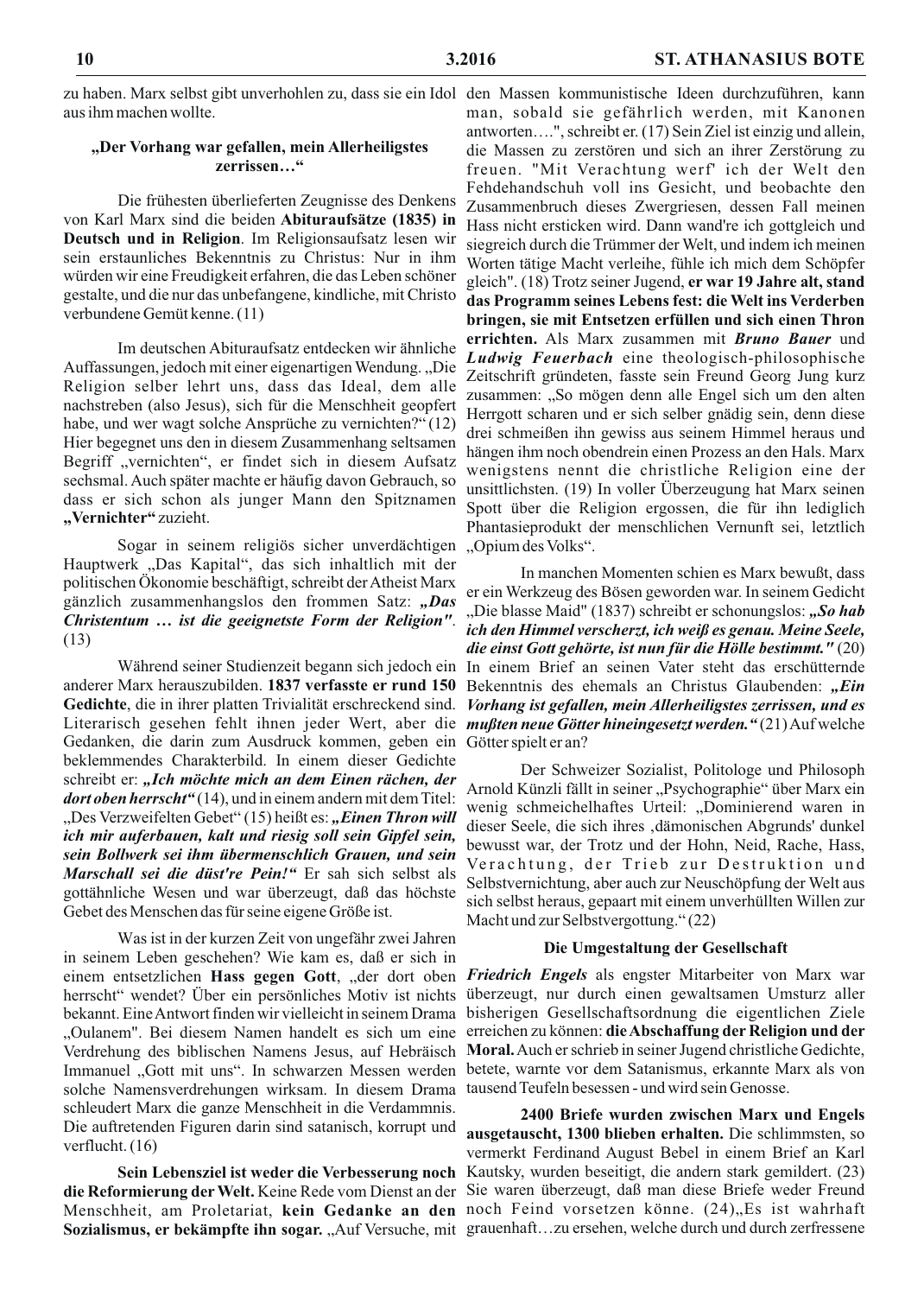zu haben. Marx selbst gibt unverhohlen zu, dass sie ein Idol aus ihm machen wollte.

### „Der Vorhang war gefallen, mein Allerheiligstes zerrissen…"

Die frühesten überlieferten Zeugnisse des Denkens von Karl Marx sind die beiden **Abituraufsätze (1835) in Deutsch und in Religion**. Im Religionsaufsatz lesen wir sein erstaunliches Bekenntnis zu Christus: Nur in ihm würden wir eine Freudigkeit erfahren, die das Leben schöner gestalte, und die nur das unbefangene, kindliche, mit Christo verbundene Gemüt kenne. (11)

Im deutschen Abituraufsatz entdecken wir ähnliche Auffassungen, jedoch mit einer eigenartigen Wendung. „Die Religion selber lehrt uns, dass das Ideal, dem alle nachstreben (also Jesus), sich für die Menschheit geopfert habe, und wer wagt solche Ansprüche zu vernichten?" (12) Hier begegnet uns den in diesem Zusammenhang seltsamen Begriff „vernichten", er findet sich in diesem Aufsatz sechsmal. Auch später machte er häufig davon Gebrauch, so dass er sich schon als junger Mann den Spitznamen **„Vernichter"** zuzieht.

Sogar in seinem religiös sicher unverdächtigen Hauptwerk „Das Kapital", das sich inhaltlich mit der politischen Ökonomie beschäftigt, schreibt der Atheist Marx gänzlich zusammenhangslos den frommen Satz: ***„Das Christentum … ist die geeignetste Form der Religion"***. (13)

Während seiner Studienzeit begann sich jedoch ein anderer Marx herauszubilden. **1837 verfasste er rund 150 Gedichte**, die in ihrer platten Trivialität erschreckend sind. Literarisch gesehen fehlt ihnen jeder Wert, aber die Gedanken, die darin zum Ausdruck kommen, geben ein beklemmendes Charakterbild. In einem dieser Gedichte schreibt er: ***„Ich möchte mich an dem Einen rächen, der dort oben herrscht"*** (14), und in einem andern mit dem Titel: „Des Verzweifelten Gebet" (15) heißt es: ***„Einen Thron will ich mir auferbauen, kalt und riesig soll sein Gipfel sein, sein Bollwerk sei ihm übermenschlich Grauen, und sein Marschall sei die düst're Pein!"*** Er sah sich selbst als gottähnliche Wesen und war überzeugt, daß das höchste Gebet des Menschen das für seine eigene Größe ist.

Was ist in der kurzen Zeit von ungefähr zwei Jahren in seinem Leben geschehen? Wie kam es, daß er sich in einem entsetzlichen **Hass gegen Gott**, „der dort oben herrscht" wendet? Über ein persönliches Motiv ist nichts bekannt. Eine Antwort finden wir vielleicht in seinem Drama „Oulanem". Bei diesem Namen handelt es sich um eine Verdrehung des biblischen Namens Jesus, auf Hebräisch Immanuel „Gott mit uns". In schwarzen Messen werden solche Namensverdrehungen wirksam. In diesem Drama schleudert Marx die ganze Menschheit in die Verdammnis. Die auftretenden Figuren darin sind satanisch, korrupt und verflucht. (16)

**Sein Lebensziel ist weder die Verbesserung noch die Reformierung der Welt.** Keine Rede vom Dienst an der Menschheit, am Proletariat, **kein Gedanke an den Sozialismus, er bekämpfte ihn sogar.** „Auf Versuche, mit den Massen kommunistische Ideen durchzuführen, kann man, sobald sie gefährlich werden, mit Kanonen antworten….", schreibt er. (17) Sein Ziel ist einzig und allein, die Massen zu zerstören und sich an ihrer Zerstörung zu freuen. "Mit Verachtung werf' ich der Welt den Fehdehandschuh voll ins Gesicht, und beobachte den Zusammenbruch dieses Zwergriesen, dessen Fall meinen Hass nicht ersticken wird. Dann wand're ich gottgleich und siegreich durch die Trümmer der Welt, und indem ich meinen Worten tätige Macht verleihe, fühle ich mich dem Schöpfer gleich". (18) Trotz seiner Jugend, **er war 19 Jahre alt, stand das Programm seines Lebens fest: die Welt ins Verderben bringen, sie mit Entsetzen erfüllen und sich einen Thron errichten.** Als Marx zusammen mit ***Bruno Bauer*** und ***Ludwig Feuerbach*** eine theologisch-philosophische Zeitschrift gründeten, fasste sein Freund Georg Jung kurz zusammen: „So mögen denn alle Engel sich um den alten Herrgott scharen und er sich selber gnädig sein, denn diese drei schmeißen ihn gewiss aus seinem Himmel heraus und hängen ihm noch obendrein einen Prozess an den Hals. Marx wenigstens nennt die christliche Religion eine der unsittlichsten. (19) In voller Überzeugung hat Marx seinen Spott über die Religion ergossen, die für ihn lediglich Phantasieprodukt der menschlichen Vernunft sei, letztlich „Opium des Volks".

In manchen Momenten schien es Marx bewußt, dass er ein Werkzeug des Bösen geworden war. In seinem Gedicht „Die blasse Maid" (1837) schreibt er schonungslos: ***„So hab ich den Himmel verscherzt, ich weiß es genau. Meine Seele, die einst Gott gehörte, ist nun für die Hölle bestimmt."*** (20) In einem Brief an seinen Vater steht das erschütternde Bekenntnis des ehemals an Christus Glaubenden: ***„Ein Vorhang ist gefallen, mein Allerheiligstes zerrissen, und es mußten neue Götter hineingesetzt werden."*** (21) Auf welche Götter spielt er an?

Der Schweizer Sozialist, Politologe und Philosoph Arnold Künzli fällt in seiner „Psychographie" über Marx ein wenig schmeichelhaftes Urteil: „Dominierend waren in dieser Seele, die sich ihres ‚dämonischen Abgrunds' dunkel bewusst war, der Trotz und der Hohn, Neid, Rache, Hass, Verachtung, der Trieb zur Destruktion und Selbstvernichtung, aber auch zur Neuschöpfung der Welt aus sich selbst heraus, gepaart mit einem unverhüllten Willen zur Macht und zur Selbstvergottung." (22)

### Die Umgestaltung der Gesellschaft

***Friedrich Engels*** als engster Mitarbeiter von Marx war überzeugt, nur durch einen gewaltsamen Umsturz aller bisherigen Gesellschaftsordnung die eigentlichen Ziele erreichen zu können: **die Abschaffung der Religion und der Moral.** Auch er schrieb in seiner Jugend christliche Gedichte, betete, warnte vor dem Satanismus, erkannte Marx als von tausend Teufeln besessen - und wird sein Genosse.

**2400 Briefe wurden zwischen Marx und Engels ausgetauscht, 1300 blieben erhalten.** Die schlimmsten, so vermerkt Ferdinand August Bebel in einem Brief an Karl Kautsky, wurden beseitigt, die andern stark gemildert. (23) Sie waren überzeugt, daß man diese Briefe weder Freund noch Feind vorsetzen könne. (24) „Es ist wahrhaft grauenhaft…zu ersehen, welche durch und durch zerfressene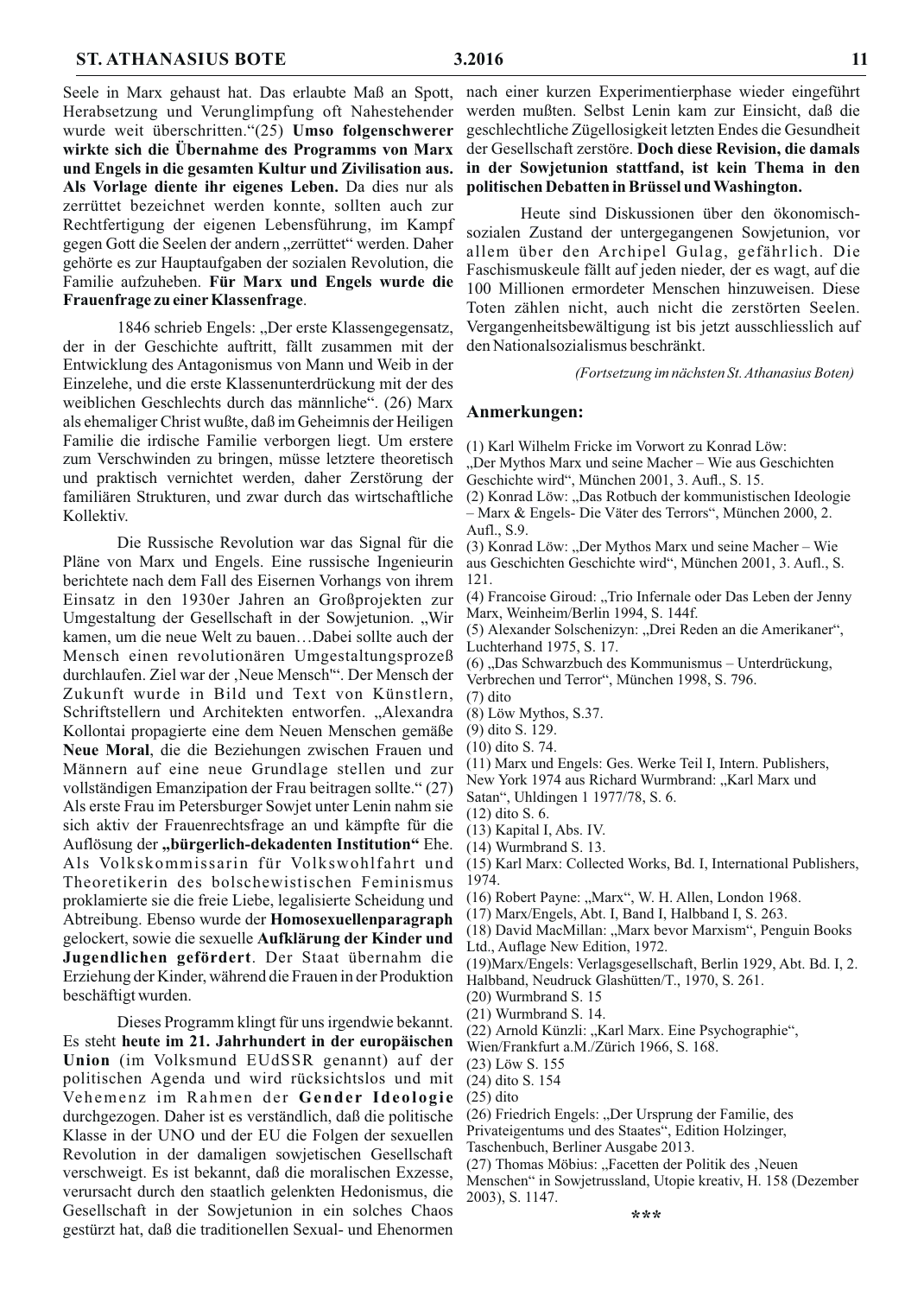Seele in Marx gehaust hat. Das erlaubte Maß an Spott, Herabsetzung und Verunglimpfung oft Nahestehender wurde weit überschritten."(25) **Umso folgenschwerer wirkte sich die Übernahme des Programms von Marx und Engels in die gesamten Kultur und Zivilisation aus. Als Vorlage diente ihr eigenes Leben.** Da dies nur als zerrüttet bezeichnet werden konnte, sollten auch zur Rechtfertigung der eigenen Lebensführung, im Kampf gegen Gott die Seelen der andern „zerrüttet" werden. Daher gehörte es zur Hauptaufgaben der sozialen Revolution, die Familie aufzuheben. **Für Marx und Engels wurde die Frauenfrage zu einer Klassenfrage**.

1846 schrieb Engels: „Der erste Klassengegensatz, der in der Geschichte auftritt, fällt zusammen mit der Entwicklung des Antagonismus von Mann und Weib in der Einzelehe, und die erste Klassenunterdrückung mit der des weiblichen Geschlechts durch das männliche". (26) Marx als ehemaliger Christ wußte, daß im Geheimnis der Heiligen Familie die irdische Familie verborgen liegt. Um erstere zum Verschwinden zu bringen, müsse letztere theoretisch und praktisch vernichtet werden, daher Zerstörung der familiären Strukturen, und zwar durch das wirtschaftliche Kollektiv.

Die Russische Revolution war das Signal für die Pläne von Marx und Engels. Eine russische Ingenieurin berichtete nach dem Fall des Eisernen Vorhangs von ihrem Einsatz in den 1930er Jahren an Großprojekten zur Umgestaltung der Gesellschaft in der Sowjetunion. „Wir kamen, um die neue Welt zu bauen…Dabei sollte auch der Mensch einen revolutionären Umgestaltungsprozeß durchlaufen. Ziel war der ‚Neue Mensch'". Der Mensch der Zukunft wurde in Bild und Text von Künstlern, Schriftstellern und Architekten entworfen. „Alexandra Kollontai propagierte einen Neuen Menschen gemäße **Neue Moral**, die die Beziehungen zwischen Frauen und Männern auf eine neue Grundlage stellen und zur vollständigen Emanzipation der Frau beitragen sollte." (27) Als erste Frau im Petersburger Sowjet unter Lenin nahm sie sich aktiv der Frauenrechtsfrage an und kämpfte für die Auflösung der **„bürgerlich-dekadenten Institution"** Ehe. Als Volkskommissarin für Volkswohlfahrt und Theoretikerin des bolschewistischen Feminismus proklamierte sie die freie Liebe, legalisierte Scheidung und Abtreibung. Ebenso wurde der **Homosexuellenparagraph** gelockert, sowie die sexuelle **Aufklärung der Kinder und Jugendlichen gefördert**. Der Staat übernahm die Erziehung der Kinder, während die Frauen in der Produktion beschäftigt wurden.

Dieses Programm klingt für uns irgendwie bekannt. Es steht **heute im 21. Jahrhundert in der europäischen Union** (im Volksmund EUdSSR genannt) auf der politischen Agenda und wird rücksichtslos und mit Vehemenz im Rahmen der **Gender Ideologie** durchgezogen. Daher ist es verständlich, daß die politische Klasse in der UNO und der EU die Folgen der sexuellen Revolution in der damaligen sowjetischen Gesellschaft verschweigt. Es ist bekannt, daß die moralischen Exzesse, verursacht durch den staatlich gelenkten Hedonismus, die Gesellschaft in der Sowjetunion in ein solches Chaos gestürzt hat, daß die traditionellen Sexual- und Ehenormen nach einer kurzen Experimentierphase wieder eingeführt werden mußten. Selbst Lenin kam zur Einsicht, daß die geschlechtliche Zügellosigkeit letzten Endes die Gesundheit der Gesellschaft zerstöre. **Doch diese Revision, die damals in der Sowjetunion stattfand, ist kein Thema in den politischen Debatten in Brüssel und Washington.**

Heute sind Diskussionen über den ökonomisch-sozialen Zustand der untergegangenen Sowjetunion, vor allem über den Archipel Gulag, gefährlich. Die Faschismuskeule fällt auf jeden nieder, der es wagt, auf die 100 Millionen ermordeter Menschen hinzuweisen. Diese Toten zählen nicht, auch nicht die zerstörten Seelen. Vergangenheitsbewältigung ist bis jetzt ausschliesslich auf den Nationalsozialismus beschränkt.

*(Fortsetzung im nächsten St. Athanasius Boten)*

## Anmerkungen:

(1) Karl Wilhelm Fricke im Vorwort zu Konrad Löw: „Der Mythos Marx und seine Macher – Wie aus Geschichten Geschichte wird", München 2001, 3. Aufl., S. 15.
(2) Konrad Löw: „Das Rotbuch der kommunistischen Ideologie – Marx & Engels- Die Väter des Terrors", München 2000, 2. Aufl., S.9.
(3) Konrad Löw: „Der Mythos Marx und seine Macher – Wie aus Geschichten Geschichte wird", München 2001, 3. Aufl., S. 121.
(4) Francoise Giroud: „Trio Infernale oder Das Leben der Jenny Marx, Weinheim/Berlin 1994, S. 144f.
(5) Alexander Solschenizyn: „Drei Reden an die Amerikaner", Luchterhand 1975, S. 17.
(6) „Das Schwarzbuch des Kommunismus – Unterdrückung, Verbrechen und Terror", München 1998, S. 796.
(7) dito
(8) Löw Mythos, S.37.
(9) dito S. 129.
(10) dito S. 74.
(11) Marx und Engels: Ges. Werke Teil I, Intern. Publishers, New York 1974 aus Richard Wurmbrand: „Karl Marx und Satan", Uhldingen 1 1977/78, S. 6.
(12) dito S. 6.
(13) Kapital I, Abs. IV.
(14) Wurmbrand S. 13.
(15) Karl Marx: Collected Works, Bd. I, International Publishers, 1974.
(16) Robert Payne: „Marx", W. H. Allen, London 1968.
(17) Marx/Engels, Abt. I, Band I, Halbband I, S. 263.
(18) David MacMillan: „Marx bevor Marxism", Penguin Books Ltd., Auflage New Edition, 1972.
(19)Marx/Engels: Verlagsgesellschaft, Berlin 1929, Abt. Bd. I, 2. Halbband, Neudruck Glashütten/T., 1970, S. 261.
(20) Wurmbrand S. 15
(21) Wurmbrand S. 14.
(22) Arnold Künzli: „Karl Marx. Eine Psychographie", Wien/Frankfurt a.M./Zürich 1966, S. 168.
(23) Löw S. 155
(24) dito S. 154
(25) dito
(26) Friedrich Engels: „Der Ursprung der Familie, des Privateigentums und des Staates", Edition Holzinger, Taschenbuch, Berliner Ausgabe 2013.
(27) Thomas Möbius: „Facetten der Politik des ‚Neuen Menschen" in Sowjetrussland, Utopie kreativ, H. 158 (Dezember 2003), S. 1147.

\*\*\*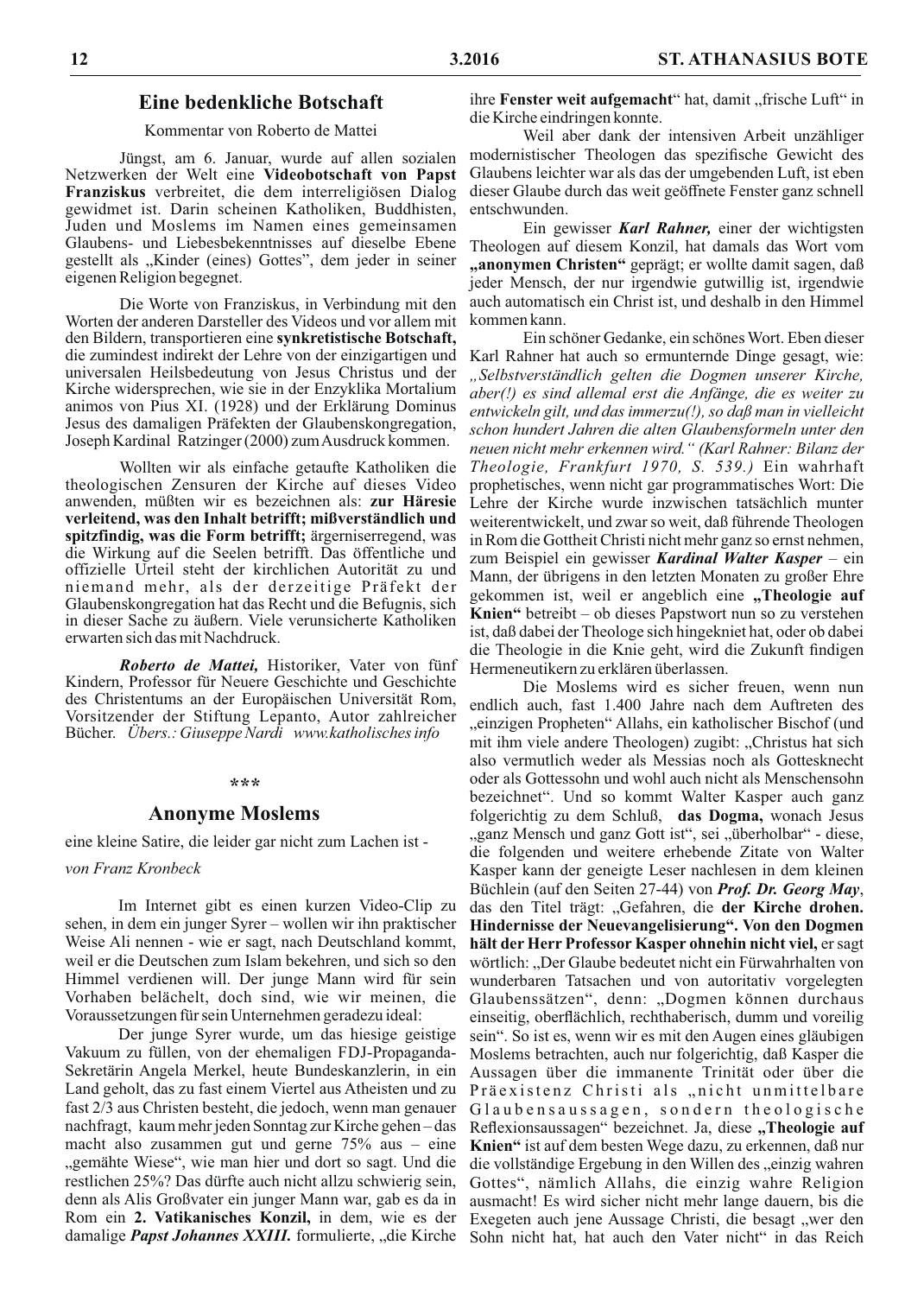## Eine bedenkliche Botschaft

Kommentar von Roberto de Mattei

Jüngst, am 6. Januar, wurde auf allen sozialen Netzwerken der Welt eine **Videobotschaft von Papst Franziskus** verbreitet, die dem interreligiösen Dialog gewidmet ist. Darin scheinen Katholiken, Buddhisten, Juden und Moslems im Namen eines gemeinsamen Glaubens- und Liebesbekenntnisses auf dieselbe Ebene gestellt als „Kinder (eines) Gottes", dem jeder in seiner eigenen Religion begegnet.

Die Worte von Franziskus, in Verbindung mit den Worten der anderen Darsteller des Videos und vor allem mit den Bildern, transportieren eine **synkretistische Botschaft,** die zumindest indirekt der Lehre von der einzigartigen und universalen Heilsbedeutung von Jesus Christus und der Kirche widersprechen, wie sie in der Enzyklika Mortalium animos von Pius XI. (1928) und der Erklärung Dominus Jesus des damaligen Präfekten der Glaubenskongregation, Joseph Kardinal Ratzinger (2000) zum Ausdruck kommen.

Wollten wir als einfache getaufte Katholiken die theologischen Zensuren der Kirche auf dieses Video anwenden, müßten wir es bezeichnen als: **zur Häresie verleitend, was den Inhalt betrifft; mißverständlich und spitzfindig, was die Form betrifft;** ärgniserregend, was die Wirkung auf die Seelen betrifft. Das öffentliche und offizielle Urteil steht der kirchlichen Autorität zu und niemand mehr, als der derzeitige Präfekt der Glaubenskongregation hat das Recht und die Befugnis, sich in dieser Sache zu äußern. Viele verunsicherte Katholiken erwarten sich das mit Nachdruck.

***Roberto de Mattei,*** Historiker, Vater von fünf Kindern, Professor für Neuere Geschichte und Geschichte des Christentums an der Europäischen Universität Rom, Vorsitzender der Stiftung Lepanto, Autor zahlreicher Bücher. *Übers.: Giuseppe Nardi www.katholisches.info*

***

## Anonyme Moslems

eine kleine Satire, die leider gar nicht zum Lachen ist -

*von Franz Kronbeck*

Im Internet gibt es einen kurzen Video-Clip zu sehen, in dem ein junger Syrer – wollen wir ihn praktischer Weise Ali nennen - wie er sagt, nach Deutschland kommt, weil er die Deutschen zum Islam bekehren, und sich so den Himmel verdienen will. Der junge Mann wird für sein Vorhaben belächelt, doch sind, wie wir meinen, die Voraussetzungen für sein Unternehmen geradezu ideal:

Der junge Syrer wurde, um das hiesige geistige Vakuum zu füllen, von der ehemaligen FDJ-Propaganda-Sekretärin Angela Merkel, heute Bundeskanzlerin, in ein Land geholt, das zu fast einem Viertel aus Atheisten und zu fast 2/3 aus Christen besteht, die jedoch, wenn man genauer nachfragt, kaum mehr jeden Sonntag zur Kirche gehen – das macht also zusammen gut und gerne 75% aus – eine „gemähte Wiese", wie man hier und dort so sagt. Und die restlichen 25%? Das dürfte auch nicht allzu schwierig sein, denn als Alis Großvater ein junger Mann war, gab es da in Rom ein **2. Vatikanisches Konzil,** in dem, wie es der damalige ***Papst Johannes XXIII.*** formulierte, „die Kirche ihre **Fenster weit aufgemacht**" hat, damit „frische Luft" in die Kirche eindringen konnte.

Weil aber dank der intensiven Arbeit unzähliger modernistischer Theologen das spezifische Gewicht des Glaubens leichter war als das der umgebenden Luft, ist eben dieser Glaube durch das weit geöffnete Fenster ganz schnell entschwunden.

Ein gewisser ***Karl Rahner,*** einer der wichtigsten Theologen auf diesem Konzil, hat damals das Wort vom **„anonymen Christen"** geprägt; er wollte damit sagen, daß jeder Mensch, der nur irgendwie gutwillig ist, irgendwie auch automatisch ein Christ ist, und deshalb in den Himmel kommen kann.

Ein schöner Gedanke, ein schönes Wort. Eben dieser Karl Rahner hat auch so ermunternde Dinge gesagt, wie: *„Selbstverständlich gelten die Dogmen unserer Kirche, aber(!) es sind allemal erst die Anfänge, die es weiter zu entwickeln gilt, und das immerzu(!), so daß man in vielleicht schon hundert Jahren die alten Glaubensformeln unter den neuen nicht mehr erkennen wird." (Karl Rahner: Bilanz der Theologie, Frankfurt 1970, S. 539.)* Ein wahrhaft prophetisches, wenn nicht gar programmatisches Wort: Die Lehre der Kirche wurde inzwischen tatsächlich munter weiterentwickelt, und zwar so weit, daß führende Theologen in Rom die Gottheit Christi nicht mehr ganz so ernst nehmen, zum Beispiel ein gewisser ***Kardinal Walter Kasper*** – ein Mann, der übrigens in den letzten Monaten zu großer Ehre gekommen ist, weil er angeblich eine **„Theologie auf Knien"** betreibt – ob dieses Papstwort nun so zu verstehen ist, daß dabei der Theologe sich hingekniet hat, oder ob dabei die Theologie in die Knie geht, wird die Zukunft findigen Hermeneutikern zu erklären überlassen.

Die Moslems wird es sicher freuen, wenn nun endlich auch, fast 1.400 Jahre nach dem Auftreten des „einzigen Propheten" Allahs, ein katholischer Bischof (und mit ihm viele andere Theologen) zugibt: „Christus hat sich also vermutlich weder als Messias noch als Gottesknecht oder als Gottessohn und wohl auch nicht als Menschensohn bezeichnet". Und so kommt Walter Kasper auch ganz folgerichtig zu dem Schluß, **das Dogma,** wonach Jesus „ganz Mensch und ganz Gott ist", sei „überholbar" - diese, die folgenden und weitere erhebende Zitate von Walter Kasper kann der geneigte Leser nachlesen in dem kleinen Büchlein (auf den Seiten 27-44) von ***Prof. Dr. Georg May***, das den Titel trägt: „Gefahren, die **der Kirche drohen. Hindernisse der Neuevangelisierung". Von den Dogmen hält der Herr Professor Kasper ohnehin nicht viel,** er sagt wörtlich: „Der Glaube bedeutet nicht ein Fürwahrhalten von wunderbaren Tatsachen und von autoritativ vorgelegten Glaubenssätzen", denn: „Dogmen können durchaus einseitig, oberflächlich, rechthaberisch, dumm und voreilig sein". So ist es, wenn wir es mit den Augen eines gläubigen Moslems betrachten, auch nur folgerichtig, daß Kasper die Aussagen über die immanente Trinität oder über die Präexistenz Christi als „nicht unmittelbare Glaubensaussagen, sondern theologische Reflexionsaussagen" bezeichnet. Ja, diese **„Theologie auf Knien"** ist auf dem besten Wege dazu, zu erkennen, daß nur die vollständige Ergebung in den Willen des „einzig wahren Gottes", nämlich Allahs, die einzig wahre Religion ausmacht! Es wird sicher nicht mehr lange dauern, bis die Exegeten auch jene Aussage Christi, die besagt „wer den Sohn nicht hat, hat auch den Vater nicht" in das Reich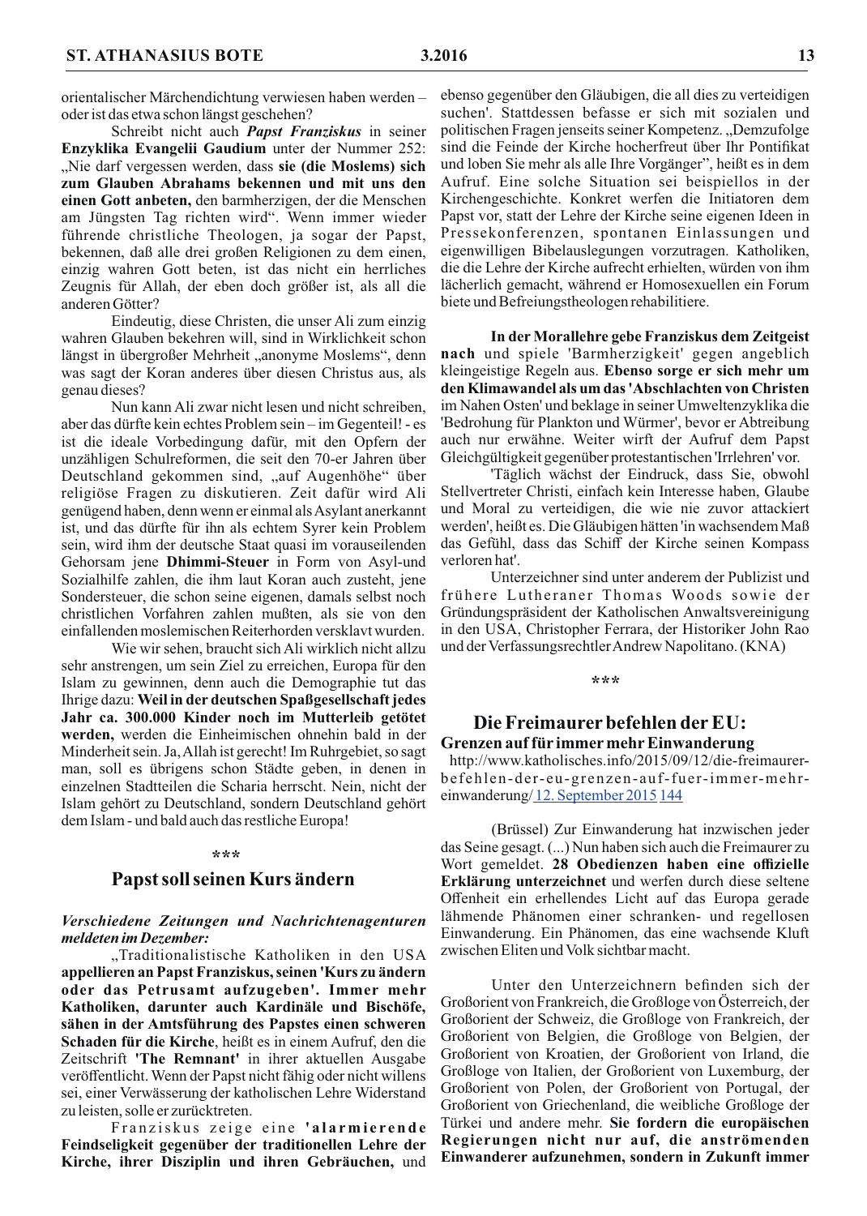orientalischer Märchendichtung verwiesen haben werden – oder ist das etwa schon längst geschehen?

Schreibt nicht auch ***Papst Franziskus*** in seiner **Enzyklika Evangelii Gaudium** unter der Nummer 252: „Nie darf vergessen werden, dass **sie (die Moslems) sich zum Glauben Abrahams bekennen und mit uns den einen Gott anbeten,** den barmherzigen, der die Menschen am Jüngsten Tag richten wird". Wenn immer wieder führende christliche Theologen, ja sogar der Papst, bekennen, daß alle drei großen Religionen zu dem einen, einzig wahren Gott beten, ist das nicht ein herrliches Zeugnis für Allah, der eben doch größer ist, als all die anderen Götter?

Eindeutig, diese Christen, die unser Ali zum einzig wahren Glauben bekehren will, sind in Wirklichkeit schon längst in übergroßer Mehrheit „anonyme Moslems", denn was sagt der Koran anderes über diesen Christus aus, als genau dieses?

Nun kann Ali zwar nicht lesen und nicht schreiben, aber das dürfte kein echtes Problem sein – im Gegenteil! - es ist die ideale Vorbedingung dafür, mit den Opfern der unzähligen Schulreformen, die seit den 70-er Jahren über Deutschland gekommen sind, „auf Augenhöhe" über religiöse Fragen zu diskutieren. Zeit dafür wird Ali genügend haben, denn wenn er einmal als Asylant anerkannt ist, und das dürfte für ihn als echtem Syrer kein Problem sein, wird ihm der deutsche Staat quasi im vorauseilenden Gehorsam jene **Dhimmi-Steuer** in Form von Asyl-und Sozialhilfe zahlen, die ihm laut Koran auch zusteht, jene Sondersteuer, die schon seine eigenen, damals selbst noch christlichen Vorfahren zahlen mußten, als sie von den einfallenden moslemischen Reiterhorden versklavt wurden.

Wie wir sehen, braucht sich Ali wirklich nicht allzu sehr anstrengen, um sein Ziel zu erreichen, Europa für den Islam zu gewinnen, denn auch die Demographie tut das Ihrige dazu: **Weil in der deutschen Spaßgesellschaft jedes Jahr ca. 300.000 Kinder noch im Mutterleib getötet werden,** werden die Einheimischen ohnehin bald in der Minderheit sein. Ja, Allah ist gerecht! Im Ruhrgebiet, so sagt man, soll es übrigens schon Städte geben, in denen in einzelnen Stadtteilen die Scharia herrscht. Nein, nicht der Islam gehört zu Deutschland, sondern Deutschland gehört dem Islam - und bald auch das restliche Europa!

\*\*\*

## Papst soll seinen Kurs ändern

***Verschiedene Zeitungen und Nachrichtenagenturen meldeten im Dezember:***

„Traditionalistische Katholiken in den USA **appellieren an Papst Franziskus, seinen 'Kurs zu ändern oder das Petrusamt aufzugeben'. Immer mehr Katholiken, darunter auch Kardinäle und Bischöfe, sähen in der Amtsführung des Papstes einen schweren Schaden für die Kirche**, heißt es in einem Aufruf, den die Zeitschrift **'The Remnant'** in ihrer aktuellen Ausgabe veröffentlicht. Wenn der Papst nicht fähig oder nicht willens sei, einer Verwässerung der katholischen Lehre Widerstand zu leisten, solle er zurücktreten.

Franziskus zeige eine **'alarmierende Feindseligkeit gegenüber der traditionellen Lehre der Kirche, ihrer Disziplin und ihren Gebräuchen,** und ebenso gegenüber den Gläubigen, die all dies zu verteidigen suchen'. Stattdessen befasse er sich mit sozialen und politischen Fragen jenseits seiner Kompetenz. „Demzufolge sind die Feinde der Kirche hocherfreut über Ihr Pontifikat und loben Sie mehr als alle Ihre Vorgänger", heißt es in dem Aufruf. Eine solche Situation sei beispiellos in der Kirchengeschichte. Konkret werfen die Initiatoren dem Papst vor, statt der Lehre der Kirche seine eigenen Ideen in Pressekonferenzen, spontanen Einlassungen und eigenwilligen Bibelauslegungen vorzutragen. Katholiken, die die Lehre der Kirche aufrecht erhielten, würden von ihm lächerlich gemacht, während er Homosexuellen ein Forum biete und Befreiungstheologen rehabilitiere.

**In der Morallehre gebe Franziskus dem Zeitgeist nach** und spiele 'Barmherzigkeit' gegen angeblich kleingeistige Regeln aus. **Ebenso sorge er sich mehr um den Klimawandel als um das 'Abschlachten von Christen** im Nahen Osten' und beklage in seiner Umweltenzyklika die 'Bedrohung für Plankton und Würmer', bevor er Abtreibung auch nur erwähne. Weiter wirft der Aufruf dem Papst Gleichgültigkeit gegenüber protestantischen 'Irrlehren' vor.

'Täglich wächst der Eindruck, dass Sie, obwohl Stellvertreter Christi, einfach kein Interesse haben, Glaube und Moral zu verteidigen, die wie nie zuvor attackiert werden', heißt es. Die Gläubigen hätten 'in wachsendem Maß das Gefühl, dass das Schiff der Kirche seinen Kompass verloren hat'.

Unterzeichner sind unter anderem der Publizist und frühere Lutheraner Thomas Woods sowie der Gründungspräsident der Katholischen Anwaltsvereinigung in den USA, Christopher Ferrara, der Historiker John Rao und der Verfassungsrechtler Andrew Napolitano. (KNA)

\*\*\*

## Die Freimaurer befehlen der EU:

### Grenzen auf für immer mehr Einwanderung

http://www.katholisches.info/2015/09/12/die-freimaurer-befehlen-der-eu-grenzen-auf-fuer-immer-mehr-einwanderung/ 12. September 2015 144

(Brüssel) Zur Einwanderung hat inzwischen jeder das Seine gesagt. (...) Nun haben sich auch die Freimaurer zu Wort gemeldet. **28 Obedienzen haben eine offizielle Erklärung unterzeichnet** und werfen durch diese seltene Offenheit ein erhellendes Licht auf das Europa gerade lähmende Phänomen einer schranken- und regellosen Einwanderung. Ein Phänomen, das eine wachsende Kluft zwischen Eliten und Volk sichtbar macht.

Unter den Unterzeichnern befinden sich der Großorient von Frankreich, die Großloge von Österreich, der Großorient der Schweiz, die Großloge von Frankreich, der Großorient von Belgien, die Großloge von Belgien, der Großorient von Kroatien, der Großorient von Irland, die Großloge von Italien, der Großorient von Luxemburg, der Großorient von Polen, der Großorient von Portugal, der Großorient von Griechenland, die weibliche Großloge der Türkei und andere mehr. **Sie fordern die europäischen Regierungen nicht nur auf, die anströmenden Einwanderer aufzunehmen, sondern in Zukunft immer**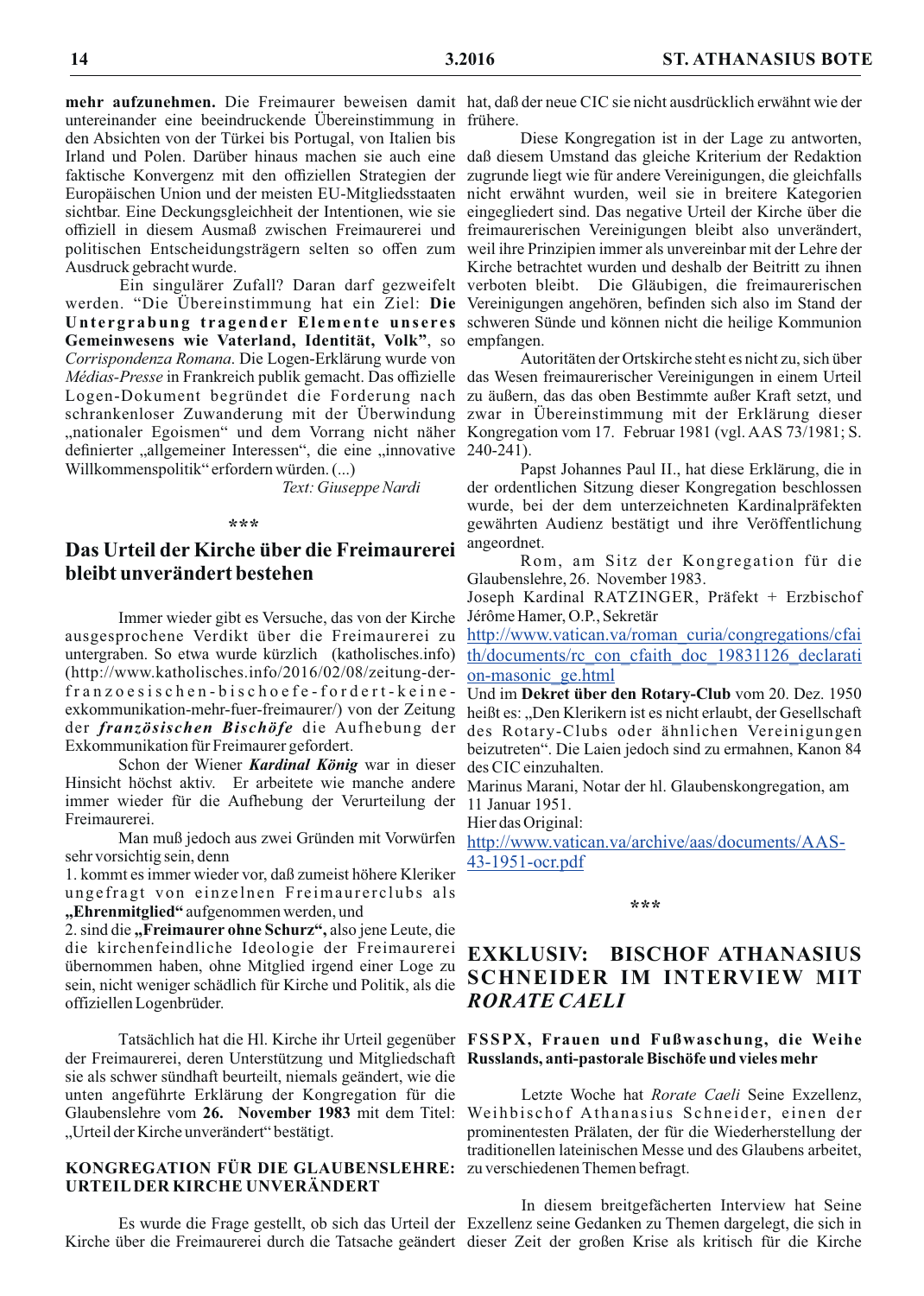**mehr aufzunehmen.** Die Freimaurer beweisen damit untereinander eine beeindruckende Übereinstimmung in den Absichten von der Türkei bis Portugal, von Italien bis Irland und Polen. Darüber hinaus machen sie auch eine faktische Konvergenz mit den offiziellen Strategien der Europäischen Union und der meisten EU-Mitgliedsstaaten sichtbar. Eine Deckungsgleichheit der Intentionen, wie sie offiziell in diesem Ausmaß zwischen Freimaurerei und politischen Entscheidungsträgern selten so offen zum Ausdruck gebracht wurde.

Ein singulärer Zufall? Daran darf gezweifelt werden. "Die Übereinstimmung hat ein Ziel: **Die Untergrabung tragender Elemente unseres Gemeinwesens wie Vaterland, Identität, Volk**", so *Corrispondenza Romana*. Die Logen-Erklärung wurde von *Médias-Presse* in Frankreich publik gemacht. Das offizielle Logen-Dokument begründet die Forderung nach schrankenloser Zuwanderung mit der Überwindung „nationaler Egoismen" und dem Vorrang nicht näher definierter „allgemeiner Interessen", die eine „innovative Willkommenspolitik" erfordern würden. (...)

*Text: Giuseppe Nardi*

\*\*\*

## Das Urteil der Kirche über die Freimaurerei bleibt unverändert bestehen

Immer wieder gibt es Versuche, das von der Kirche ausgesprochene Verdikt über die Freimaurerei zu untergraben. So etwa wurde kürzlich (katholisches.info) (http://www.katholisches.info/2016/02/08/zeitung-der-franzoesischen-bischoefe-fordert-keine-exkommunikation-mehr-fuer-freimaurer/) von der Zeitung der ***französischen Bischöfe*** die Aufhebung der Exkommunikation für Freimaurer gefordert.

Schon der Wiener ***Kardinal König*** war in dieser Hinsicht höchst aktiv. Er arbeitete wie manche andere immer wieder für die Aufhebung der Verurteilung der Freimaurerei.

Man muß jedoch aus zwei Gründen mit Vorwürfen sehr vorsichtig sein, denn

1. kommt es immer wieder vor, daß zumeist höhere Kleriker ungefragt von einzelnen Freimaurerclubs als **„Ehrenmitglied"** aufgenommen werden, und
2. sind die **„Freimaurer ohne Schurz"**, also jene Leute, die die kirchenfeindliche Ideologie der Freimaurerei übernommen haben, ohne Mitglied irgend einer Loge zu sein, nicht weniger schädlich für Kirche und Politik, als die offiziellen Logenbrüder.

Tatsächlich hat die Hl. Kirche ihr Urteil gegenüber der Freimaurerei, deren Unterstützung und Mitgliedschaft sie als schwer sündhaft beurteilt, niemals geändert, wie die unten angeführte Erklärung der Kongregation für die Glaubenslehre vom **26. November 1983** mit dem Titel: „Urteil der Kirche unverändert" bestätigt.

### KONGREGATION FÜR DIE GLAUBENSLEHRE: URTEIL DER KIRCHE UNVERÄNDERT

Es wurde die Frage gestellt, ob sich das Urteil der Kirche über die Freimaurerei durch die Tatsache geändert hat, daß der neue CIC sie nicht ausdrücklich erwähnt wie der frühere.

Diese Kongregation ist in der Lage zu antworten, daß diesem Umstand das gleiche Kriterium der Redaktion zugrunde liegt wie für andere Vereinigungen, die gleichfalls nicht erwähnt wurden, weil sie in breitere Kategorien eingegliedert sind. Das negative Urteil der Kirche über die freimaurerischen Vereinigungen bleibt also unverändert, weil ihre Prinzipien immer als unvereinbar mit der Lehre der Kirche betrachtet wurden und deshalb der Beitritt zu ihnen verboten bleibt. Die Gläubigen, die freimaurerischen Vereinigungen angehören, befinden sich also im Stand der schweren Sünde und können nicht die heilige Kommunion empfangen.

Autoritäten der Ortskirche steht es nicht zu, sich über das Wesen freimaurerischer Vereinigungen in einem Urteil zu äußern, das das oben Bestimmte außer Kraft setzt, und zwar in Übereinstimmung mit der Erklärung dieser Kongregation vom 17. Februar 1981 (vgl. AAS 73/1981; S. 240-241).

Papst Johannes Paul II., hat diese Erklärung, die in der ordentlichen Sitzung dieser Kongregation beschlossen wurde, bei der dem unterzeichneten Kardinalpräfekten gewährten Audienz bestätigt und ihre Veröffentlichung angeordnet.

Rom, am Sitz der Kongregation für die Glaubenslehre, 26. November 1983.

Joseph Kardinal RATZINGER, Präfekt + Erzbischof Jérôme Hamer, O.P., Sekretär

http://www.vatican.va/roman_curia/congregations/cfaith/documents/rc_con_cfaith_doc_19831126_declaration-masonic_ge.html

Und im **Dekret über den Rotary-Club** vom 20. Dez. 1950 heißt es: „Den Klerikern ist es nicht erlaubt, der Gesellschaft des Rotary-Clubs oder ähnlichen Vereinigungen beizutreten". Die Laien jedoch sind zu ermahnen, Kanon 84 des CIC einzuhalten.

Marinus Marani, Notar der hl. Glaubenskongregation, am 11 Januar 1951.

Hier das Original:

http://www.vatican.va/archive/aas/documents/AAS-43-1951-ocr.pdf

\*\*\*

## EXKLUSIV: BISCHOF ATHANASIUS SCHNEIDER IM INTERVIEW MIT *RORATE CAELI*

### FSSPX, Frauen und Fußwaschung, die Weihe Russlands, anti-pastorale Bischöfe und vieles mehr

Letzte Woche hat *Rorate Caeli* Seine Exzellenz, Weihbischof Athanasius Schneider, einen der prominentesten Prälaten, der für die Wiederherstellung der traditionellen lateinischen Messe und des Glaubens arbeitet, zu verschiedenen Themen befragt.

In diesem breitgefächerten Interview hat Seine Exzellenz seine Gedanken zu Themen dargelegt, die sich in dieser Zeit der großen Krise als kritisch für die Kirche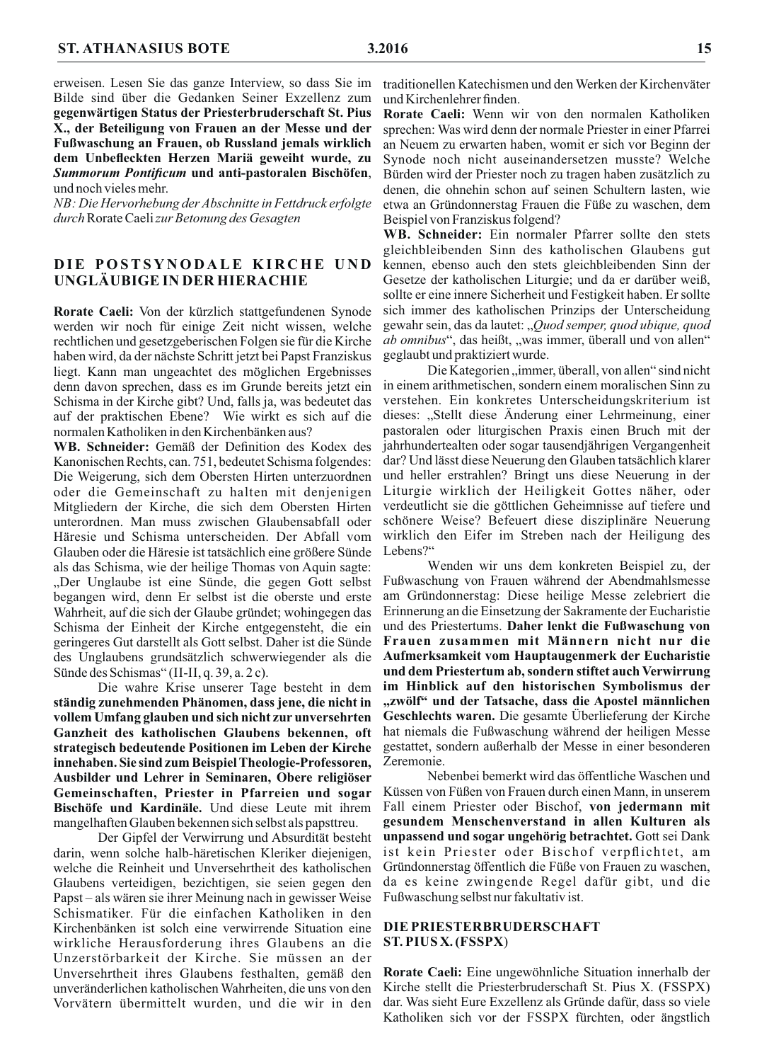erweisen. Lesen Sie das ganze Interview, so dass Sie im Bilde sind über die Gedanken Seiner Exzellenz zum **gegenwärtigen Status der Priesterbruderschaft St. Pius X., der Beteiligung von Frauen an der Messe und der Fußwaschung an Frauen, ob Russland jemals wirklich dem Unbefleckten Herzen Mariä geweiht wurde, zu *Summorum Pontificum* und anti-pastoralen Bischöfen**, und noch vieles mehr.

*NB: Die Hervorhebung der Abschnitte in Fettdruck erfolgte durch* Rorate Caeli *zur Betonung des Gesagten*

## DIE POSTSYNODALE KIRCHE UND UNGLÄUBIGE IN DER HIERACHIE

**Rorate Caeli:** Von der kürzlich stattgefundenen Synode werden wir noch für einige Zeit nicht wissen, welche rechtlichen und gesetzgeberischen Folgen sie für die Kirche haben wird, da der nächste Schritt jetzt bei Papst Franziskus liegt. Kann man ungeachtet des möglichen Ergebnisses denn davon sprechen, dass es im Grunde bereits jetzt ein Schisma in der Kirche gibt? Und, falls ja, was bedeutet das auf der praktischen Ebene? Wie wirkt es sich auf die normalen Katholiken in den Kirchenbänken aus?

**WB. Schneider:** Gemäß der Definition des Kodex des Kanonischen Rechts, can. 751, bedeutet Schisma folgendes: Die Weigerung, sich dem Obersten Hirten unterzuordnen oder die Gemeinschaft zu halten mit denjenigen Mitgliedern der Kirche, die sich dem Obersten Hirten unterordnen. Man muss zwischen Glaubensabfall oder Häresie und Schisma unterscheiden. Der Abfall vom Glauben oder die Häresie ist tatsächlich eine größere Sünde als das Schisma, wie der heilige Thomas von Aquin sagte: „Der Unglaube ist eine Sünde, die gegen Gott selbst begangen wird, denn Er selbst ist die oberste und erste Wahrheit, auf die sich der Glaube gründet; wohingegen das Schisma der Einheit der Kirche entgegensteht, die ein geringeres Gut darstellt als Gott selbst. Daher ist die Sünde des Unglaubens grundsätzlich schwerwiegender als die Sünde des Schismas" (II-II, q. 39, a. 2 c).

Die wahre Krise unserer Tage besteht in dem **ständig zunehmenden Phänomen, dass jene, die nicht in vollem Umfang glauben und sich nicht zur unversehrten Ganzheit des katholischen Glaubens bekennen, oft strategisch bedeutende Positionen im Leben der Kirche innehaben. Sie sind zum Beispiel Theologie-Professoren, Ausbilder und Lehrer in Seminaren, Obere religiöser Gemeinschaften, Priester in Pfarreien und sogar Bischöfe und Kardinäle.** Und diese Leute mit ihrem mangelhaften Glauben bekennen sich selbst als papsttreu.

Der Gipfel der Verwirrung und Absurdität besteht darin, wenn solche halb-häretischen Kleriker diejenigen, welche die Reinheit und Unversehrtheit des katholischen Glaubens verteidigen, bezichtigen, sie seien gegen den Papst – als wären sie ihrer Meinung nach in gewisser Weise Schismatiker. Für die einfachen Katholiken in den Kirchenbänken ist solch eine verwirrende Situation eine wirkliche Herausforderung ihres Glaubens an die Unzerstörbarkeit der Kirche. Sie müssen an der Unversehrtheit ihres Glaubens festhalten, gemäß den unveränderlichen katholischen Wahrheiten, die uns von den Vorvätern übermittelt wurden, und die wir in den traditionellen Katechismen und den Werken der Kirchenväter und Kirchenlehrer finden.

**Rorate Caeli:** Wenn wir von den normalen Katholiken sprechen: Was wird denn der normale Priester in einer Pfarrei an Neuem zu erwarten haben, womit er sich vor Beginn der Synode noch nicht auseinandersetzen musste? Welche Bürden wird der Priester noch zu tragen haben zusätzlich zu denen, die ohnehin schon auf seinen Schultern lasten, wie etwa an Gründonnerstag Frauen die Füße zu waschen, dem Beispiel von Franziskus folgend?

**WB. Schneider:** Ein normaler Pfarrer sollte den stets gleichbleibenden Sinn des katholischen Glaubens gut kennen, ebenso auch den stets gleichbleibenden Sinn der Gesetze der katholischen Liturgie; und da er darüber weiß, sollte er eine innere Sicherheit und Festigkeit haben. Er sollte sich immer des katholischen Prinzips der Unterscheidung gewahr sein, das da lautet: „*Quod semper, quod ubique, quod ab omnibus*", das heißt, „was immer, überall und von allen" geglaubt und praktiziert wurde.

Die Kategorien „immer, überall, von allen" sind nicht in einem arithmetischen, sondern einem moralischen Sinn zu verstehen. Ein konkretes Unterscheidungskriterium ist dieses: „Stellt diese Änderung einer Lehrmeinung, einer pastoralen oder liturgischen Praxis einen Bruch mit der jahrhundertealten oder sogar tausendjährigen Vergangenheit dar? Und lässt diese Neuerung den Glauben tatsächlich klarer und heller erstrahlen? Bringt uns diese Neuerung in der Liturgie wirklich der Heiligkeit Gottes näher, oder verdeutlicht sie die göttlichen Geheimnisse auf tiefere und schönere Weise? Befeuert diese disziplinäre Neuerung wirklich den Eifer im Streben nach der Heiligung des Lebens?"

Wenden wir uns dem konkreten Beispiel zu, der Fußwaschung von Frauen während der Abendmahlsmesse am Gründonnerstag: Diese heilige Messe zelebriert die Erinnerung an die Einsetzung der Sakramente der Eucharistie und des Priestertums. **Daher lenkt die Fußwaschung von Frauen zusammen mit Männern nicht nur die Aufmerksamkeit vom Hauptaugenmerk der Eucharistie und dem Priestertum ab, sondern stiftet auch Verwirrung im Hinblick auf den historischen Symbolismus der „zwölf" und der Tatsache, dass die Apostel männlichen Geschlechts waren.** Die gesamte Überlieferung der Kirche hat niemals die Fußwaschung während der heiligen Messe gestattet, sondern außerhalb der Messe in einer besonderen Zeremonie.

Nebenbei bemerkt wird das öffentliche Waschen und Küssen von Füßen von Frauen durch einen Mann, in unserem Fall einem Priester oder Bischof, **von jedermann mit gesundem Menschenverstand in allen Kulturen als unpassend und sogar ungehörig betrachtet.** Gott sei Dank ist kein Priester oder Bischof verpflichtet, am Gründonnerstag öffentlich die Füße von Frauen zu waschen, da es keine zwingende Regel dafür gibt, und die Fußwaschung selbst nur fakultativ ist.

## DIE PRIESTERBRUDERSCHAFT ST. PIUS X. (FSSPX)

**Rorate Caeli:** Eine ungewöhnliche Situation innerhalb der Kirche stellt die Priesterbruderschaft St. Pius X. (FSSPX) dar. Was sieht Eure Exzellenz als Gründe dafür, dass so viele Katholiken sich vor der FSSPX fürchten, oder ängstlich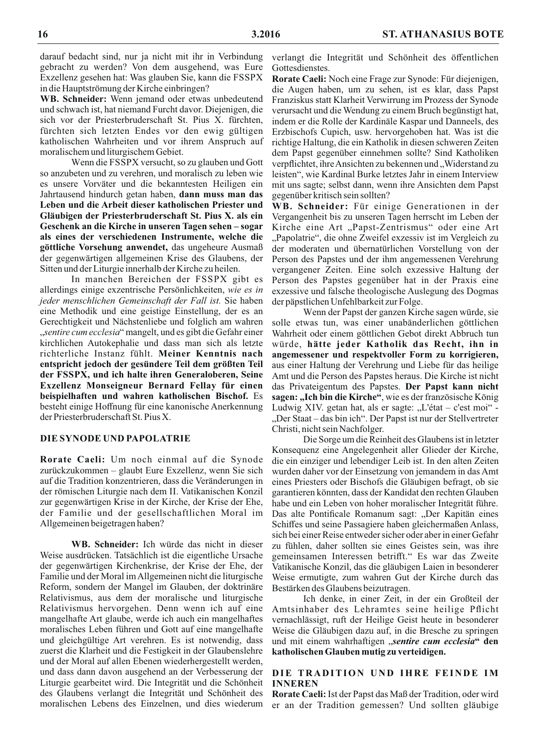darauf bedacht sind, nur ja nicht mit ihr in Verbindung gebracht zu werden? Von dem ausgehend, was Eure Exzellenz gesehen hat: Was glauben Sie, kann die FSSPX in die Hauptströmung der Kirche einbringen?

**WB. Schneider:** Wenn jemand oder etwas unbedeutend und schwach ist, hat niemand Furcht davor. Diejenigen, die sich vor der Priesterbruderschaft St. Pius X. fürchten, fürchten sich letzten Endes vor den ewig gültigen katholischen Wahrheiten und vor ihrem Anspruch auf moralischem und liturgischem Gebiet.

Wenn die FSSPX versucht, so zu glauben und Gott so anzubeten und zu verehren, und moralisch zu leben wie es unsere Vorväter und die bekanntesten Heiligen ein Jahrtausend hindurch getan haben, **dann muss man das Leben und die Arbeit dieser katholischen Priester und Gläubigen der Priesterbruderschaft St. Pius X. als ein Geschenk an die Kirche in unseren Tagen sehen – sogar als eines der verschiedenen Instrumente, welche die göttliche Vorsehung anwendet,** das ungeheure Ausmaß der gegenwärtigen allgemeinen Krise des Glaubens, der Sitten und der Liturgie innerhalb der Kirche zu heilen.

In manchen Bereichen der FSSPX gibt es allerdings einige exzentrische Persönlichkeiten, *wie es in jeder menschlichen Gemeinschaft der Fall ist.* Sie haben eine Methodik und eine geistige Einstellung, der es an Gerechtigkeit und Nächstenliebe und folglich am wahren „*sentire cum ecclesia*“ mangelt, und es gibt die Gefahr einer kirchlichen Autokephalie und dass man sich als letzte richterliche Instanz fühlt. **Meiner Kenntnis nach entspricht jedoch der gesündere Teil dem größten Teil der FSSPX, und ich halte ihren Generaloberen, Seine Exzellenz Monseigneur Bernard Fellay für einen beispielhaften und wahren katholischen Bischof.** Es besteht einige Hoffnung für eine kanonische Anerkennung der Priesterbruderschaft St. Pius X.

## DIE SYNODE UND PAPOLATRIE

**Rorate Caeli:** Um noch einmal auf die Synode zurückzukommen – glaubt Eure Exzellenz, wenn Sie sich auf die Tradition konzentrieren, dass die Veränderungen in der römischen Liturgie nach dem II. Vatikanischen Konzil zur gegenwärtigen Krise in der Kirche, der Krise der Ehe, der Familie und der gesellschaftlichen Moral im Allgemeinen beigetragen haben?

**WB. Schneider:** Ich würde das nicht in dieser Weise ausdrücken. Tatsächlich ist die eigentliche Ursache der gegenwärtigen Kirchenkrise, der Krise der Ehe, der Familie und der Moral im Allgemeinen nicht die liturgische Reform, sondern der Mangel im Glauben, der doktrinäre Relativismus, aus dem der moralische und liturgische Relativismus hervorgehen. Denn wenn ich auf eine mangelhafte Art glaube, werde ich auch ein mangelhaftes moralisches Leben führen und Gott auf eine mangelhafte und gleichgültige Art verehren. Es ist notwendig, dass zuerst die Klarheit und die Festigkeit in der Glaubenslehre und der Moral auf allen Ebenen wiederhergestellt werden, und dass dann davon ausgehend an der Verbesserung der Liturgie gearbeitet wird. Die Integrität und die Schönheit des Glaubens verlangt die Integrität und Schönheit des moralischen Lebens des Einzelnen, und dies wiederum verlangt die Integrität und Schönheit des öffentlichen Gottesdienstes.

**Rorate Caeli:** Noch eine Frage zur Synode: Für diejenigen, die Augen haben, um zu sehen, ist es klar, dass Papst Franziskus statt Klarheit Verwirrung im Prozess der Synode verursacht und die Wendung zu einem Bruch begünstigt hat, indem er die Rolle der Kardinäle Kaspar und Danneels, des Erzbischofs Cupich, usw. hervorgehoben hat. Was ist die richtige Haltung, die ein Katholik in diesen schweren Zeiten dem Papst gegenüber einnehmen sollte? Sind Katholiken verpflichtet, ihre Ansichten zu bekennen und „Widerstand zu leisten“, wie Kardinal Burke letztes Jahr in einem Interview mit uns sagte; selbst dann, wenn ihre Ansichten dem Papst gegenüber kritisch sein sollten?

**WB. Schneider:** Für einige Generationen in der Vergangenheit bis zu unseren Tagen herrscht im Leben der Kirche eine Art „Papst-Zentrismus“ oder eine Art „Papolatrie“, die ohne Zweifel exzessiv ist im Vergleich zu der moderaten und übernatürlichen Vorstellung von der Person des Papstes und der ihm angemessenen Verehrung vergangener Zeiten. Eine solch exzessive Haltung der Person des Papstes gegenüber hat in der Praxis eine exzessive und falsche theologische Auslegung des Dogmas der päpstlichen Unfehlbarkeit zur Folge.

Wenn der Papst der ganzen Kirche sagen würde, sie solle etwas tun, was einer unabänderlichen göttlichen Wahrheit oder einem göttlichen Gebot direkt Abbruch tun würde, **hätte jeder Katholik das Recht, ihn in angemessener und respektvoller Form zu korrigieren,** aus einer Haltung der Verehrung und Liebe für das heilige Amt und die Person des Papstes heraus. Die Kirche ist nicht das Privateigentum des Papstes. **Der Papst kann nicht sagen: „Ich bin die Kirche“**, wie es der französische König Ludwig XIV. getan hat, als er sagte: „L'état – c'est moi“ - „Der Staat – das bin ich“. Der Papst ist nur der Stellvertreter Christi, nicht sein Nachfolger.

Die Sorge um die Reinheit des Glaubens ist in letzter Konsequenz eine Angelegenheit aller Glieder der Kirche, die ein einziger und lebendiger Leib ist. In den alten Zeiten wurden daher vor der Einsetzung von jemandem in das Amt eines Priesters oder Bischofs die Gläubigen befragt, ob sie garantieren könnten, dass der Kandidat den rechten Glauben habe und ein Leben von hoher moralischer Integrität führe. Das alte Pontificale Romanum sagt: „Der Kapitän eines Schiffes und seine Passagiere haben gleichermaßen Anlass, sich bei einer Reise entweder sicher oder aber in einer Gefahr zu fühlen, daher sollten sie eines Geistes sein, was ihre gemeinsamen Interessen betrifft.“ Es war das Zweite Vatikanische Konzil, das die gläubigen Laien in besonderer Weise ermutigte, zum wahren Gut der Kirche durch das Bestärken des Glaubens beizutragen.

Ich denke, in einer Zeit, in der ein Großteil der Amtsinhaber des Lehramtes seine heilige Pflicht vernachlässigt, ruft der Heilige Geist heute in besonderer Weise die Gläubigen dazu auf, in die Bresche zu springen und mit einem wahrhaftigen **„*sentire cum ecclesia*“ den katholischen Glauben mutig zu verteidigen.**

## DIE TRADITION UND IHRE FEINDE IM INNEREN

**Rorate Caeli:** Ist der Papst das Maß der Tradition, oder wird er an der Tradition gemessen? Und sollten gläubige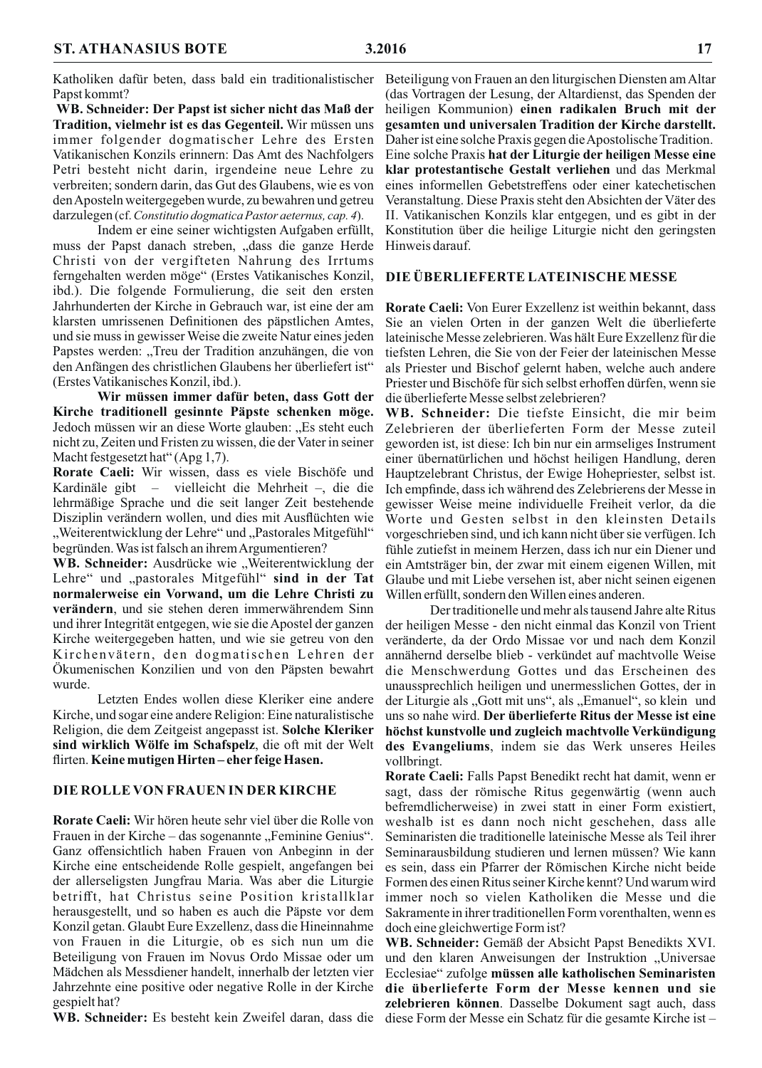Katholiken dafür beten, dass bald ein traditionalistischer Papst kommt?

**WB. Schneider: Der Papst ist sicher nicht das Maß der Tradition, vielmehr ist es das Gegenteil.** Wir müssen uns immer folgender dogmatischer Lehre des Ersten Vatikanischen Konzils erinnern: Das Amt des Nachfolgers Petri besteht nicht darin, irgendeine neue Lehre zu verbreiten; sondern darin, das Gut des Glaubens, wie es von den Aposteln weitergegeben wurde, zu bewahren und getreu darzulegen (cf. *Constitutio dogmatica Pastor aeternus, cap. 4*).

Indem er eine seiner wichtigsten Aufgaben erfüllt, muss der Papst danach streben, „dass die ganze Herde Christi von der vergifteten Nahrung des Irrtums ferngehalten werden möge" (Erstes Vatikanisches Konzil, ibd.). Die folgende Formulierung, die seit den ersten Jahrhunderten der Kirche in Gebrauch war, ist eine der am klarsten umrissenen Definitionen des päpstlichen Amtes, und sie muss in gewisser Weise die zweite Natur eines jeden Papstes werden: „Treu der Tradition anzuhängen, die von den Anfängen des christlichen Glaubens her überliefert ist" (Erstes Vatikanisches Konzil, ibd.).

**Wir müssen immer dafür beten, dass Gott der Kirche traditionell gesinnte Päpste schenken möge.** Jedoch müssen wir an diese Worte glauben: „Es steht euch nicht zu, Zeiten und Fristen zu wissen, die der Vater in seiner Macht festgesetzt hat" (Apg 1,7).

**Rorate Caeli:** Wir wissen, dass es viele Bischöfe und Kardinäle gibt – vielleicht die Mehrheit –, die die lehrmäßige Sprache und die seit langer Zeit bestehende Disziplin verändern wollen, und dies mit Ausflüchten wie „Weiterentwicklung der Lehre" und „Pastorales Mitgefühl" begründen. Was ist falsch an ihrem Argumentieren?

**WB. Schneider:** Ausdrücke wie „Weiterentwicklung der Lehre" und „pastorales Mitgefühl" **sind in der Tat normalerweise ein Vorwand, um die Lehre Christi zu verändern**, und sie stehen deren immerwährendem Sinn und ihrer Integrität entgegen, wie sie die Apostel der ganzen Kirche weitergegeben hatten, und wie sie getreu von den Kirchenvätern, den dogmatischen Lehren der Ökumenischen Konzilien und von den Päpsten bewahrt wurde.

Letzten Endes wollen diese Kleriker eine andere Kirche, und sogar eine andere Religion: Eine naturalistische Religion, die dem Zeitgeist angepasst ist. **Solche Kleriker sind wirklich Wölfe im Schafspelz**, die oft mit der Welt flirten. **Keine mutigen Hirten – eher feige Hasen.**

## DIE ROLLE VON FRAUEN IN DER KIRCHE

**Rorate Caeli:** Wir hören heute sehr viel über die Rolle von Frauen in der Kirche – das sogenannte „Feminine Genius". Ganz offensichtlich haben Frauen von Anbeginn in der Kirche eine entscheidende Rolle gespielt, angefangen bei der allerseligsten Jungfrau Maria. Was aber die Liturgie betrifft, hat Christus seine Position kristallklar herausgestellt, und so haben es auch die Päpste vor dem Konzil getan. Glaubt Eure Exzellenz, dass die Hineinnahme von Frauen in die Liturgie, ob es sich nun um die Beteiligung von Frauen im Novus Ordo Missae oder um Mädchen als Messdiener handelt, innerhalb der letzten vier Jahrzehnte eine positive oder negative Rolle in der Kirche gespielt hat?

**WB. Schneider:** Es besteht kein Zweifel daran, dass die Beteiligung von Frauen an den liturgischen Diensten am Altar (das Vortragen der Lesung, der Altardienst, das Spenden der heiligen Kommunion) **einen radikalen Bruch mit der gesamten und universalen Tradition der Kirche darstellt.** Daher ist eine solche Praxis gegen die Apostolische Tradition. Eine solche Praxis **hat der Liturgie der heiligen Messe eine klar protestantische Gestalt verliehen** und das Merkmal eines informellen Gebetstreffens oder einer katechetischen Veranstaltung. Diese Praxis steht den Absichten der Väter des II. Vatikanischen Konzils klar entgegen, und es gibt in der Konstitution über die heilige Liturgie nicht den geringsten Hinweis darauf.

## DIE ÜBERLIEFERTE LATEINISCHE MESSE

**Rorate Caeli:** Von Eurer Exzellenz ist weithin bekannt, dass Sie an vielen Orten in der ganzen Welt die überlieferte lateinische Messe zelebrieren. Was hält Eure Exzellenz für die tiefsten Lehren, die Sie von der Feier der lateinischen Messe als Priester und Bischof gelernt haben, welche auch andere Priester und Bischöfe für sich selbst erhoffen dürfen, wenn sie die überlieferte Messe selbst zelebrieren?

**WB. Schneider:** Die tiefste Einsicht, die mir beim Zelebrieren der überlieferten Form der Messe zuteil geworden ist, ist diese: Ich bin nur ein armseliges Instrument einer übernatürlichen und höchst heiligen Handlung, deren Hauptzelebrant Christus, der Ewige Hohepriester, selbst ist. Ich empfinde, dass ich während des Zelebrierens der Messe in gewisser Weise meine individuelle Freiheit verlor, da die Worte und Gesten selbst in den kleinsten Details vorgeschrieben sind, und ich kann nicht über sie verfügen. Ich fühle zutiefst in meinem Herzen, dass ich nur ein Diener und ein Amtsträger bin, der zwar mit einem eigenen Willen, mit Glaube und mit Liebe versehen ist, aber nicht seinen eigenen Willen erfüllt, sondern den Willen eines anderen.

Der traditionelle und mehr als tausend Jahre alte Ritus der heiligen Messe - den nicht einmal das Konzil von Trient veränderte, da der Ordo Missae vor und nach dem Konzil annähernd derselbe blieb - verkündet auf machtvolle Weise die Menschwerdung Gottes und das Erscheinen des unaussprechlich heiligen und unermesslichen Gottes, der in der Liturgie als „Gott mit uns", als „Emanuel", so klein und uns so nahe wird. **Der überlieferte Ritus der Messe ist eine höchst kunstvolle und zugleich machtvolle Verkündigung des Evangeliums**, indem sie das Werk unseres Heiles vollbringt.

**Rorate Caeli:** Falls Papst Benedikt recht hat damit, wenn er sagt, dass der römische Ritus gegenwärtig (wenn auch befremdlicherweise) in zwei statt in einer Form existiert, weshalb ist es dann noch nicht geschehen, dass alle Seminaristen die traditionelle lateinische Messe als Teil ihrer Seminarausbildung studieren und lernen müssen? Wie kann es sein, dass ein Pfarrer der Römischen Kirche nicht beide Formen des einen Ritus seiner Kirche kennt? Und warum wird immer noch so vielen Katholiken die Messe und die Sakramente in ihrer traditionellen Form vorenthalten, wenn es doch eine gleichwertige Form ist?

**WB. Schneider:** Gemäß der Absicht Papst Benedikts XVI. und den klaren Anweisungen der Instruktion „Universae Ecclesiae" zufolge **müssen alle katholischen Seminaristen die überlieferte Form der Messe kennen und sie zelebrieren können**. Dasselbe Dokument sagt auch, dass diese Form der Messe ein Schatz für die gesamte Kirche ist –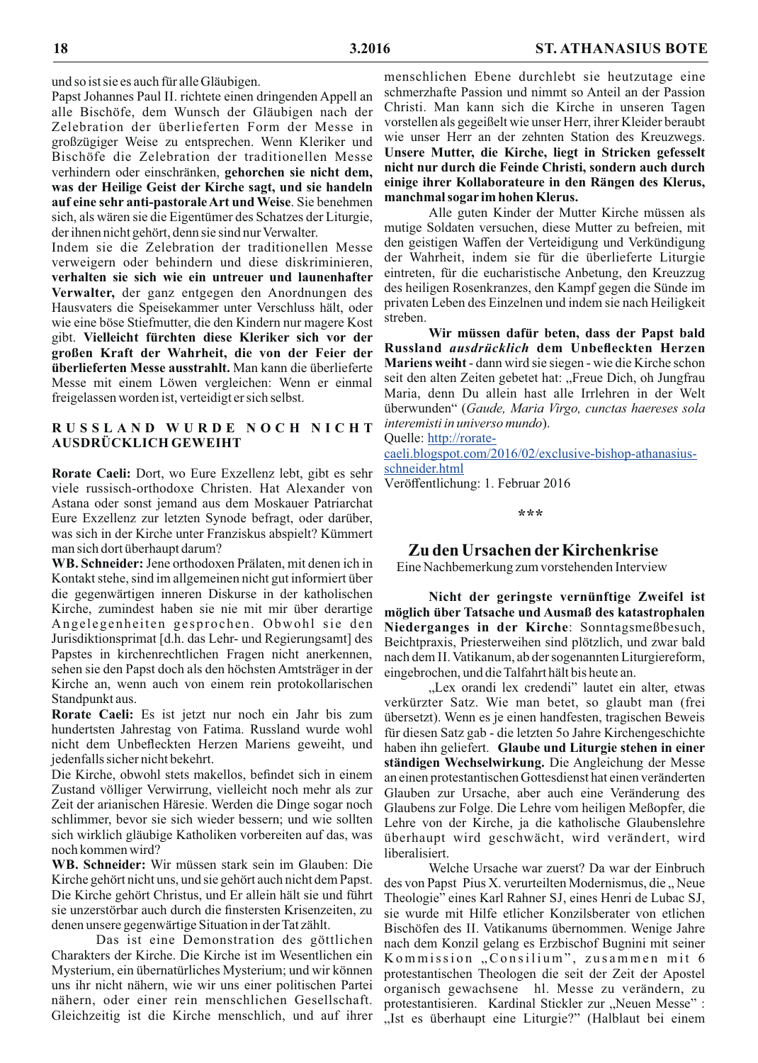und so ist sie es auch für alle Gläubigen.

Papst Johannes Paul II. richtete einen dringenden Appell an alle Bischöfe, dem Wunsch der Gläubigen nach der Zelebration der überlieferten Form der Messe in großzügiger Weise zu entsprechen. Wenn Kleriker und Bischöfe die Zelebration der traditionellen Messe verhindern oder einschränken, **gehorchen sie nicht dem, was der Heilige Geist der Kirche sagt, und sie handeln auf eine sehr anti-pastorale Art und Weise**. Sie benehmen sich, als wären sie die Eigentümer des Schatzes der Liturgie, der ihnen nicht gehört, denn sie sind nur Verwalter.

Indem sie die Zelebration der traditionellen Messe verweigern oder behindern und diese diskriminieren, **verhalten sie sich wie ein untreuer und launenhafter Verwalter,** der ganz entgegen den Anordnungen des Hausvaters die Speisekammer unter Verschluss hält, oder wie eine böse Stiefmutter, die den Kindern nur magere Kost gibt. **Vielleicht fürchten diese Kleriker sich vor der großen Kraft der Wahrheit, die von der Feier der überlieferten Messe ausstrahlt.** Man kann die überlieferte Messe mit einem Löwen vergleichen: Wenn er einmal freigelassen worden ist, verteidigt er sich selbst.

### RUSSLAND WURDE NOCH NICHT AUSDRÜCKLICH GEWEIHT

**Rorate Caeli:** Dort, wo Eure Exzellenz lebt, gibt es sehr viele russisch-orthodoxe Christen. Hat Alexander von Astana oder sonst jemand aus dem Moskauer Patriarchat Eure Exzellenz zur letzten Synode befragt, oder darüber, was sich in der Kirche unter Franziskus abspielt? Kümmert man sich dort überhaupt darum?

**WB. Schneider:** Jene orthodoxen Prälaten, mit denen ich in Kontakt stehe, sind im allgemeinen nicht gut informiert über die gegenwärtigen inneren Diskurse in der katholischen Kirche, zumindest haben sie nie mit mir über derartige Angelegenheiten gesprochen. Obwohl sie den Jurisdiktionsprimat [d.h. das Lehr- und Regierungsamt] des Papstes in kirchenrechtlichen Fragen nicht anerkennen, sehen sie den Papst doch als den höchsten Amtsträger in der Kirche an, wenn auch von einem rein protokollarischen Standpunkt aus.

**Rorate Caeli:** Es ist jetzt nur noch ein Jahr bis zum hundertsten Jahrestag von Fatima. Russland wurde wohl nicht dem Unbefleckten Herzen Mariens geweiht, und jedenfalls sicher nicht bekehrt.

Die Kirche, obwohl stets makellos, befindet sich in einem Zustand völliger Verwirrung, vielleicht noch mehr als zur Zeit der arianischen Häresie. Werden die Dinge sogar noch schlimmer, bevor sie sich wieder bessern; und wie sollten sich wirklich gläubige Katholiken vorbereiten auf das, was noch kommen wird?

**WB. Schneider:** Wir müssen stark sein im Glauben: Die Kirche gehört nicht uns, und sie gehört auch nicht dem Papst. Die Kirche gehört Christus, und Er allein hält sie und führt sie unzerstörbar auch durch die finstersten Krisenzeiten, zu denen unsere gegenwärtige Situation in der Tat zählt.

Das ist eine Demonstration des göttlichen Charakters der Kirche. Die Kirche ist im Wesentlichen ein Mysterium, ein übernatürliches Mysterium; und wir können uns ihr nicht nähern, wie wir uns einer politischen Partei nähern, oder einer rein menschlichen Gesellschaft. Gleichzeitig ist die Kirche menschlich, und auf ihrer menschlichen Ebene durchlebt sie heutzutage eine schmerzhafte Passion und nimmt so Anteil an der Passion Christi. Man kann sich die Kirche in unseren Tagen vorstellen als gegeißelt wie unser Herr, ihrer Kleider beraubt wie unser Herr an der zehnten Station des Kreuzwegs. **Unsere Mutter, die Kirche, liegt in Stricken gefesselt nicht nur durch die Feinde Christi, sondern auch durch einige ihrer Kollaborateure in den Rängen des Klerus, manchmal sogar im hohen Klerus.**

Alle guten Kinder der Mutter Kirche müssen als mutige Soldaten versuchen, diese Mutter zu befreien, mit den geistigen Waffen der Verteidigung und Verkündigung der Wahrheit, indem sie für die überlieferte Liturgie eintreten, für die eucharistische Anbetung, den Kreuzzug des heiligen Rosenkranzes, den Kampf gegen die Sünde im privaten Leben des Einzelnen und indem sie nach Heiligkeit streben.

**Wir müssen dafür beten, dass der Papst bald Russland *ausdrücklich* dem Unbefleckten Herzen Mariens weiht** - dann wird sie siegen - wie die Kirche schon seit den alten Zeiten gebetet hat: „Freue Dich, oh Jungfrau Maria, denn Du allein hast alle Irrlehren in der Welt überwunden“ (*Gaude, Maria Virgo, cunctas haereses sola interemisti in universo mundo*).

Quelle: http://rorate-caeli.blogspot.com/2016/02/exclusive-bishop-athanasius-schneider.html

Veröffentlichung: 1. Februar 2016

\*\*\*

## Zu den Ursachen der Kirchenkrise

Eine Nachbemerkung zum vorstehenden Interview

**Nicht der geringste vernünftige Zweifel ist möglich über Tatsache und Ausmaß des katastrophalen Niederganges in der Kirche**: Sonntagsmeßbesuch, Beichtpraxis, Priesterweihen sind plötzlich, und zwar bald nach dem II. Vatikanum, ab der sogenannten Liturgiereform, eingebrochen, und die Talfahrt hält bis heute an.

„Lex orandi lex credendi” lautet ein alter, etwas verkürzter Satz. Wie man betet, so glaubt man (frei übersetzt). Wenn es je einen handfesten, tragischen Beweis für diesen Satz gab - die letzten 5o Jahre Kirchengeschichte haben ihn geliefert. **Glaube und Liturgie stehen in einer ständigen Wechselwirkung.** Die Angleichung der Messe an einen protestantischen Gottesdienst hat einen veränderten Glauben zur Ursache, aber auch eine Veränderung des Glaubens zur Folge. Die Lehre vom heiligen Meßopfer, die Lehre von der Kirche, ja die katholische Glaubenslehre überhaupt wird geschwächt, wird verändert, wird liberalisiert.

Welche Ursache war zuerst? Da war der Einbruch des von Papst Pius X. verurteilten Modernismus, die „ Neue Theologie” eines Karl Rahner SJ, eines Henri de Lubac SJ, sie wurde mit Hilfe etlicher Konzilsberater von etlichen Bischöfen des II. Vatikanums übernommen. Wenige Jahre nach dem Konzil gelang es Erzbischof Bugnini mit seiner Kommission „Consilium”, zusammen mit 6 protestantischen Theologen die seit der Zeit der Apostel organisch gewachsene hl. Messe zu verändern, zu protestantisieren. Kardinal Stickler zur „Neuen Messe” : „Ist es überhaupt eine Liturgie?” (Halblaut bei einem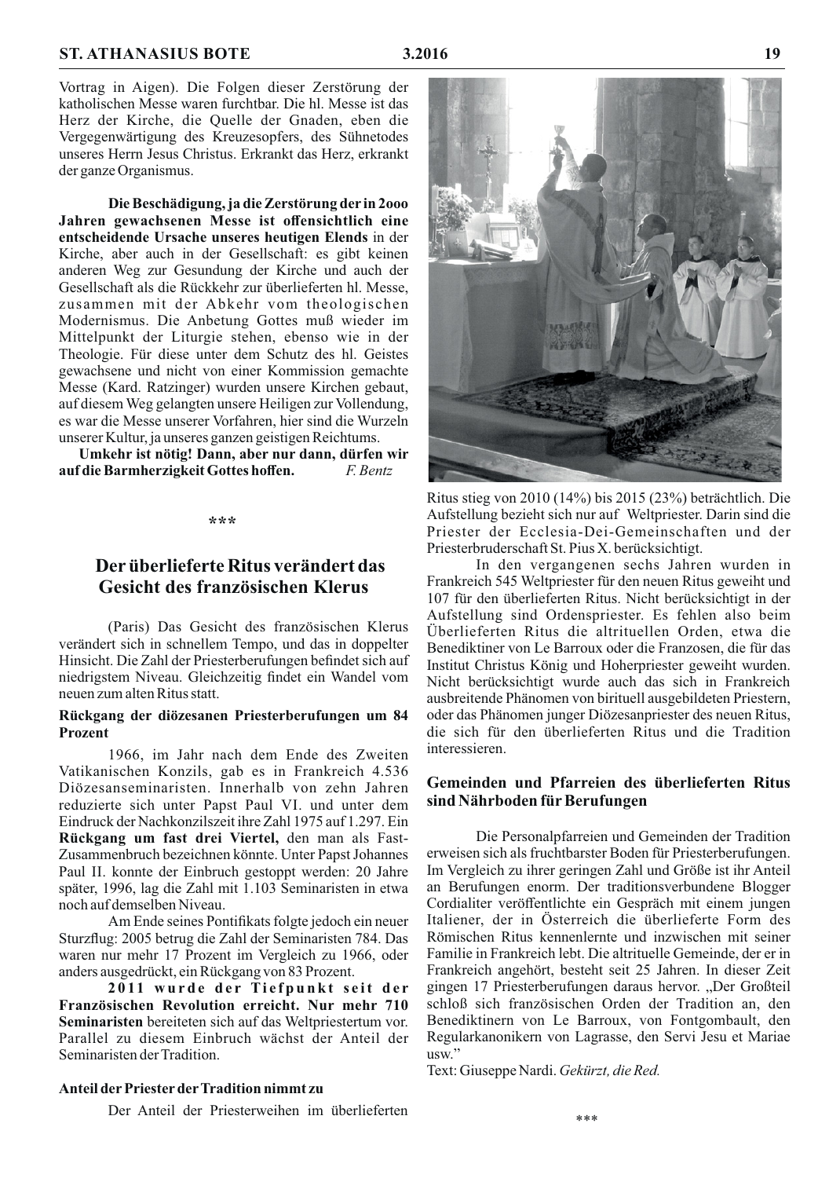Vortrag in Aigen). Die Folgen dieser Zerstörung der katholischen Messe waren furchtbar. Die hl. Messe ist das Herz der Kirche, die Quelle der Gnaden, eben die Vergegenwärtigung des Kreuzesopfers, des Sühnetodes unseres Herrn Jesus Christus. Erkrankt das Herz, erkrankt der ganze Organismus.

**Die Beschädigung, ja die Zerstörung der in 2000 Jahren gewachsenen Messe ist offensichtlich eine entscheidende Ursache unseres heutigen Elends** in der Kirche, aber auch in der Gesellschaft: es gibt keinen anderen Weg zur Gesundung der Kirche und auch der Gesellschaft als die Rückkehr zur überlieferten hl. Messe, zusammen mit der Abkehr vom theologischen Modernismus. Die Anbetung Gottes muß wieder im Mittelpunkt der Liturgie stehen, ebenso wie in der Theologie. Für diese unter dem Schutz des hl. Geistes gewachsene und nicht von einer Kommission gemachte Messe (Kard. Ratzinger) wurden unsere Kirchen gebaut, auf diesem Weg gelangten unsere Heiligen zur Vollendung, es war die Messe unserer Vorfahren, hier sind die Wurzeln unserer Kultur, ja unseres ganzen geistigen Reichtums.

**Umkehr ist nötig! Dann, aber nur dann, dürfen wir auf die Barmherzigkeit Gottes hoffen.** *F. Bentz*

\*\*\*

## Der überlieferte Ritus verändert das Gesicht des französischen Klerus

(Paris) Das Gesicht des französischen Klerus verändert sich in schnellem Tempo, und das in doppelter Hinsicht. Die Zahl der Priesterberufungen befindet sich auf niedrigstem Niveau. Gleichzeitig findet ein Wandel vom neuen zum alten Ritus statt.

### Rückgang der diözesanen Priesterberufungen um 84 Prozent

1966, im Jahr nach dem Ende des Zweiten Vatikanischen Konzils, gab es in Frankreich 4.536 Diözesanseminaristen. Innerhalb von zehn Jahren reduzierte sich unter Papst Paul VI. und unter dem Eindruck der Nachkonzilszeit ihre Zahl 1975 auf 1.297. Ein **Rückgang um fast drei Viertel,** den man als Fast-Zusammenbruch bezeichnen könnte. Unter Papst Johannes Paul II. konnte der Einbruch gestoppt werden: 20 Jahre später, 1996, lag die Zahl mit 1.103 Seminaristen in etwa noch auf demselben Niveau.

Am Ende seines Pontifikats folgte jedoch ein neuer Sturzflug: 2005 betrug die Zahl der Seminaristen 784. Das waren nur mehr 17 Prozent im Vergleich zu 1966, oder anders ausgedrückt, ein Rückgang von 83 Prozent.

**2011 wurde der Tiefpunkt seit der Französischen Revolution erreicht. Nur mehr 710 Seminaristen** bereiteten sich auf das Weltpriestertum vor. Parallel zu diesem Einbruch wächst der Anteil der Seminaristen der Tradition.

### Anteil der Priester der Tradition nimmt zu

Der Anteil der Priesterweihen im überlieferten Ritus stieg von 2010 (14%) bis 2015 (23%) beträchtlich. Die Aufstellung bezieht sich nur auf Weltpriester. Darin sind die Priester der Ecclesia-Dei-Gemeinschaften und der Priesterbruderschaft St. Pius X. berücksichtigt.

In den vergangenen sechs Jahren wurden in Frankreich 545 Weltpriester für den neuen Ritus geweiht und 107 für den überlieferten Ritus. Nicht berücksichtigt in der Aufstellung sind Ordenspriester. Es fehlen also beim Überlieferten Ritus die altrituellen Orden, etwa die Benediktiner von Le Barroux oder die Franzosen, die für das Institut Christus König und Hoherpriester geweiht wurden. Nicht berücksichtigt wurde auch das sich in Frankreich ausbreitende Phänomen von birituell ausgebildeten Priestern, oder das Phänomen junger Diözesanpriester des neuen Ritus, die sich für den überlieferten Ritus und die Tradition interessieren.

### Gemeinden und Pfarreien des überlieferten Ritus sind Nährboden für Berufungen

Die Personalpfarreien und Gemeinden der Tradition erweisen sich als fruchtbarster Boden für Priesterberufungen. Im Vergleich zu ihrer geringen Zahl und Größe ist ihr Anteil an Berufungen enorm. Der traditionsverbundene Blogger Cordialiter veröffentlichte ein Gespräch mit einem jungen Italiener, der in Österreich die überlieferte Form des Römischen Ritus kennenlernte und inzwischen mit seiner Familie in Frankreich lebt. Die altrituelle Gemeinde, der er in Frankreich angehört, besteht seit 25 Jahren. In dieser Zeit gingen 17 Priesterberufungen daraus hervor. „Der Großteil schloß sich französischen Orden der Tradition an, den Benediktinern von Le Barroux, von Fontgombault, den Regularkanonikern von Lagrasse, den Servi Jesu et Mariae usw."

Text: Giuseppe Nardi. *Gekürzt, die Red.*

\*\*\*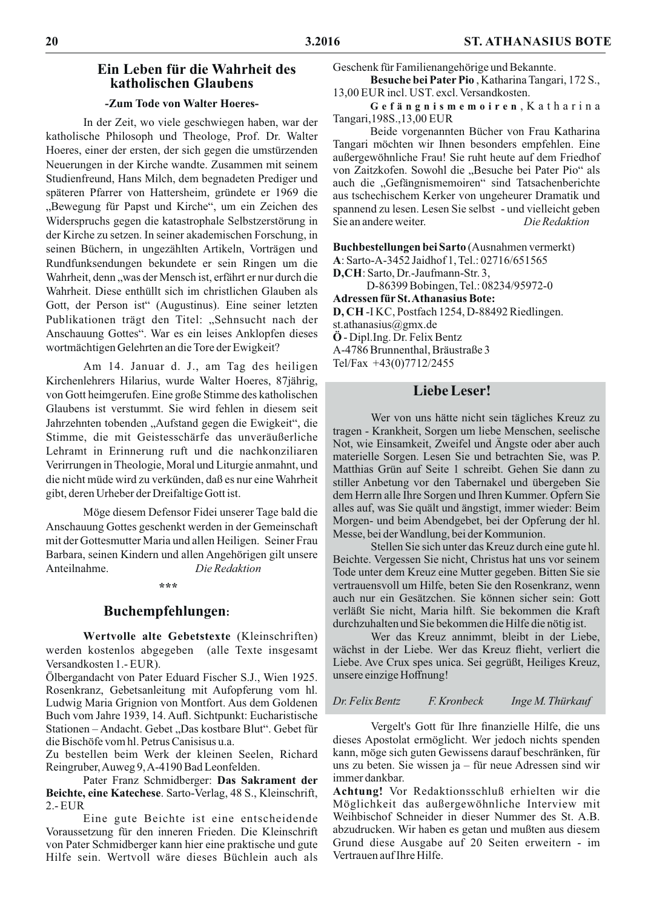## Ein Leben für die Wahrheit des katholischen Glaubens

**-Zum Tode von Walter Hoeres-**

In der Zeit, wo viele geschwiegen haben, war der katholische Philosoph und Theologe, Prof. Dr. Walter Hoeres, einer der ersten, der sich gegen die umstürzenden Neuerungen in der Kirche wandte. Zusammen mit seinem Studienfreund, Hans Milch, dem begnadeten Prediger und späteren Pfarrer von Hattersheim, gründete er 1969 die „Bewegung für Papst und Kirche", um ein Zeichen des Widerspruchs gegen die katastrophale Selbstzerstörung in der Kirche zu setzen. In seiner akademischen Forschung, in seinen Büchern, in ungezählten Artikeln, Vorträgen und Rundfunksendungen bekundete er sein Ringen um die Wahrheit, denn „was der Mensch ist, erfährt er nur durch die Wahrheit. Diese enthüllt sich im christlichen Glauben als Gott, der Person ist" (Augustinus). Eine seiner letzten Publikationen trägt den Titel: „Sehnsucht nach der Anschauung Gottes". War es ein leises Anklopfen dieses wortmächtigen Gelehrten an die Tore der Ewigkeit?

Am 14. Januar d. J., am Tag des heiligen Kirchenlehrers Hilarius, wurde Walter Hoeres, 87jährig, von Gott heimgerufen. Eine große Stimme des katholischen Glaubens ist verstummt. Sie wird fehlen in diesem seit Jahrzehnten tobenden „Aufstand gegen die Ewigkeit", die Stimme, die mit Geistesschärfe das unveräußerliche Lehramt in Erinnerung ruft und die nachkonziliaren Verirrungen in Theologie, Moral und Liturgie anmahnt, und die nicht müde wird zu verkünden, daß es nur eine Wahrheit gibt, deren Urheber der Dreifaltige Gott ist.

Möge diesem Defensor Fidei unserer Tage bald die Anschauung Gottes geschenkt werden in der Gemeinschaft mit der Gottesmutter Maria und allen Heiligen. Seiner Frau Barbara, seinen Kindern und allen Angehörigen gilt unsere Anteilnahme. *Die Redaktion*

\*\*\*

## Buchempfehlungen:

**Wertvolle alte Gebetstexte** (Kleinschriften) werden kostenlos abgegeben (alle Texte insgesamt Versandkosten 1.- EUR).
Ölbergandacht von Pater Eduard Fischer S.J., Wien 1925. Rosenkranz, Gebetsanleitung mit Aufopferung vom hl. Ludwig Maria Grignion von Montfort. Aus dem Goldenen Buch vom Jahre 1939, 14. Aufl. Sichtpunkt: Eucharistische Stationen – Andacht. Gebet „Das kostbare Blut". Gebet für die Bischöfe vom hl. Petrus Canisisus u.a.
Zu bestellen beim Werk der kleinen Seelen, Richard Reingruber, Auweg 9, A-4190 Bad Leonfelden.

Pater Franz Schmidberger: **Das Sakrament der Beichte, eine Katechese**. Sarto-Verlag, 48 S., Kleinschrift, 2.- EUR

Eine gute Beichte ist eine entscheidende Voraussetzung für den inneren Frieden. Die Kleinschrift von Pater Schmidberger kann hier eine praktische und gute Hilfe sein. Wertvoll wäre dieses Büchlein auch als Geschenk für Familienangehörige und Bekannte.

**Besuche bei Pater Pio**, Katharina Tangari, 172 S., 13,00 EUR incl. UST. excl. Versandkosten.

**Gefängnismemoiren**, Katharina Tangari, 198 S., 13,00 EUR

Beide vorgenannten Bücher von Frau Katharina Tangari möchten wir Ihnen besonders empfehlen. Eine außergewöhnliche Frau! Sie ruht heute auf dem Friedhof von Zaitzkofen. Sowohl die „Besuche bei Pater Pio" als auch die „Gefängnismemoiren" sind Tatsachenberichte aus tschechischem Kerker von ungeheurer Dramatik und spannend zu lesen. Lesen Sie selbst - und vielleicht geben Sie an andere weiter. *Die Redaktion*

**Buchbestellungen bei Sarto** (Ausnahmen vermerkt)
**A**: Sarto-A-3452 Jaidhof 1, Tel.: 02716/651565
**D,CH**: Sarto, Dr.-Jaufmann-Str. 3,
D-86399 Bobingen, Tel.: 08234/95972-0
**Adressen für St. Athanasius Bote:**
**D, CH** - IKC, Postfach 1254, D-88492 Riedlingen.
st.athanasius@gmx.de
**Ö** - Dipl.Ing. Dr. Felix Bentz
A-4786 Brunnenthal, Bräustraße 3
Tel/Fax +43(0)7712/2455

## Liebe Leser!

Wer von uns hätte nicht sein tägliches Kreuz zu tragen - Krankheit, Sorgen um liebe Menschen, seelische Not, wie Einsamkeit, Zweifel und Ängste oder aber auch materielle Sorgen. Lesen Sie und betrachten Sie, was P. Matthias Grün auf Seite 1 schreibt. Gehen Sie dann zu stiller Anbetung vor den Tabernakel und übergeben Sie dem Herrn alle Ihre Sorgen und Ihren Kummer. Opfern Sie alles auf, was Sie quält und ängstigt, immer wieder: Beim Morgen- und beim Abendgebet, bei der Opferung der hl. Messe, bei der Wandlung, bei der Kommunion.

Stellen Sie sich unter das Kreuz durch eine gute hl. Beichte. Vergessen Sie nicht, Christus hat uns vor seinem Tode unter dem Kreuz eine Mutter gegeben. Bitten Sie sie vertrauensvoll um Hilfe, beten Sie den Rosenkranz, wenn auch nur ein Gesätzchen. Sie können sicher sein: Gott verläßt Sie nicht, Maria hilft. Sie bekommen die Kraft durchzuhalten und Sie bekommen die Hilfe die nötig ist.

Wer das Kreuz annimmt, bleibt in der Liebe, wächst in der Liebe. Wer das Kreuz flieht, verliert die Liebe. Ave Crux spes unica. Sei gegrüßt, Heiliges Kreuz, unsere einzige Hoffnung!

*Dr. Felix Bentz    F. Kronbeck    Inge M. Thürkauf*

Vergelt's Gott für Ihre finanzielle Hilfe, die uns dieses Apostolat ermöglicht. Wer jedoch nichts spenden kann, möge sich guten Gewissens darauf beschränken, für uns zu beten. Sie wissen ja – für neue Adressen sind wir immer dankbar.

**Achtung!** Vor Redaktionsschluß erhielten wir die Möglichkeit das außergewöhnliche Interview mit Weihbischof Schneider in dieser Nummer des St. A.B. abzudrucken. Wir haben es getan und mußten aus diesem Grund diese Ausgabe auf 20 Seiten erweitern - im Vertrauen auf Ihre Hilfe.